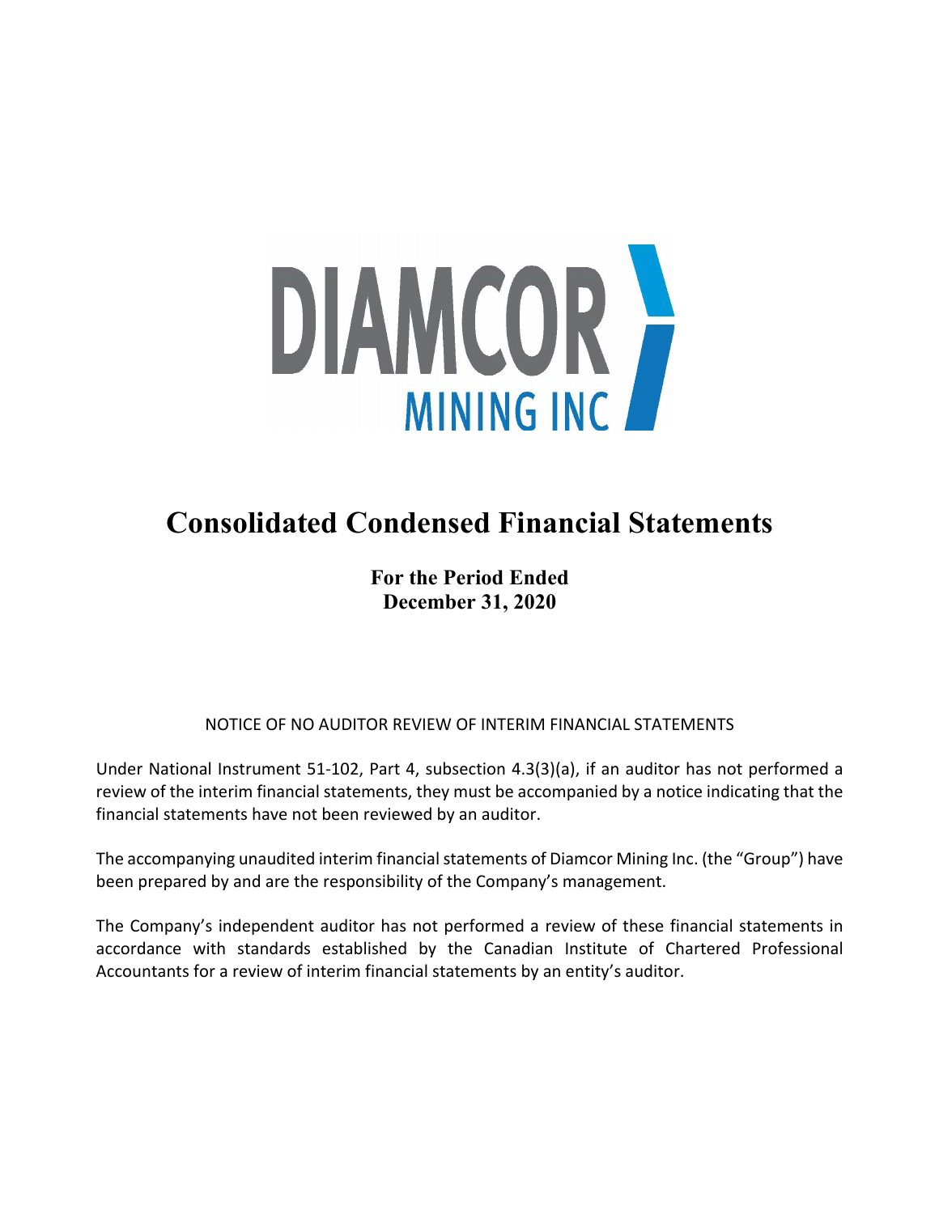DIAMCOR

MINING INC

# Consolidated Condensed Financial Statements

**For the Period Ended**
**December 31, 2020**

NOTICE OF NO AUDITOR REVIEW OF INTERIM FINANCIAL STATEMENTS

Under National Instrument 51-102, Part 4, subsection 4.3(3)(a), if an auditor has not performed a review of the interim financial statements, they must be accompanied by a notice indicating that the financial statements have not been reviewed by an auditor.

The accompanying unaudited interim financial statements of Diamcor Mining Inc. (the "Group") have been prepared by and are the responsibility of the Company's management.

The Company's independent auditor has not performed a review of these financial statements in accordance with standards established by the Canadian Institute of Chartered Professional Accountants for a review of interim financial statements by an entity's auditor.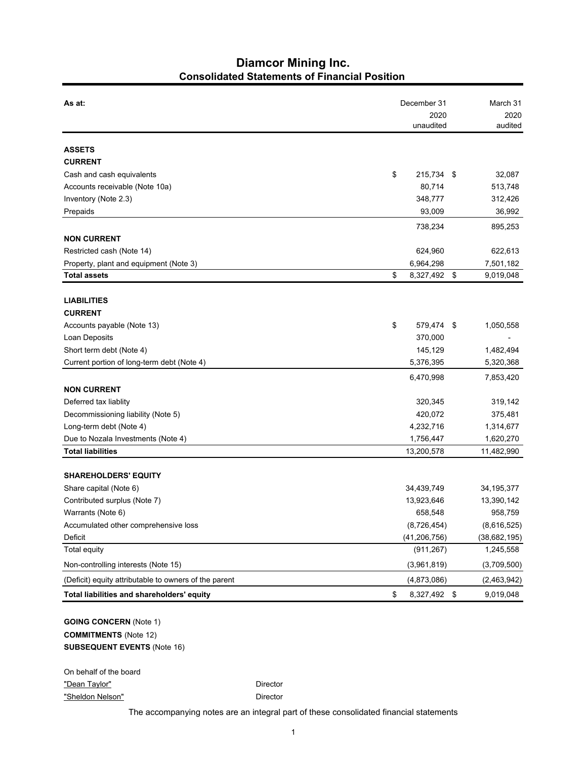# Diamcor Mining Inc.
## Consolidated Statements of Financial Position

| As at: | December 31 2020 unaudited | March 31 2020 audited |
|---|---|---|
| **ASSETS** | | |
| **CURRENT** | | |
| Cash and cash equivalents | $ 215,734 | $ 32,087 |
| Accounts receivable (Note 10a) | 80,714 | 513,748 |
| Inventory (Note 2.3) | 348,777 | 312,426 |
| Prepaids | 93,009 | 36,992 |
| | 738,234 | 895,253 |
| **NON CURRENT** | | |
| Restricted cash (Note 14) | 624,960 | 622,613 |
| Property, plant and equipment (Note 3) | 6,964,298 | 7,501,182 |
| **Total assets** | $ 8,327,492 | $ 9,019,048 |
| **LIABILITIES** | | |
| **CURRENT** | | |
| Accounts payable (Note 13) | $ 579,474 | $ 1,050,558 |
| Loan Deposits | 370,000 | - |
| Short term debt (Note 4) | 145,129 | 1,482,494 |
| Current portion of long-term debt (Note 4) | 5,376,395 | 5,320,368 |
| | 6,470,998 | 7,853,420 |
| **NON CURRENT** | | |
| Deferred tax liablity | 320,345 | 319,142 |
| Decommissioning liability (Note 5) | 420,072 | 375,481 |
| Long-term debt (Note 4) | 4,232,716 | 1,314,677 |
| Due to Nozala Investments (Note 4) | 1,756,447 | 1,620,270 |
| **Total liabilities** | 13,200,578 | 11,482,990 |
| **SHAREHOLDERS' EQUITY** | | |
| Share capital (Note 6) | 34,439,749 | 34,195,377 |
| Contributed surplus (Note 7) | 13,923,646 | 13,390,142 |
| Warrants (Note 6) | 658,548 | 958,759 |
| Accumulated other comprehensive loss | (8,726,454) | (8,616,525) |
| Deficit | (41,206,756) | (38,682,195) |
| Total equity | (911,267) | 1,245,558 |
| Non-controlling interests (Note 15) | (3,961,819) | (3,709,500) |
| (Deficit) equity attributable to owners of the parent | (4,873,086) | (2,463,942) |
| **Total liabilities and shareholders' equity** | $ 8,327,492 | $ 9,019,048 |

**GOING CONCERN** (Note 1)
**COMMITMENTS** (Note 12)
**SUBSEQUENT EVENTS** (Note 16)

On behalf of the board

"Dean Taylor" Director

"Sheldon Nelson" Director

The accompanying notes are an integral part of these consolidated financial statements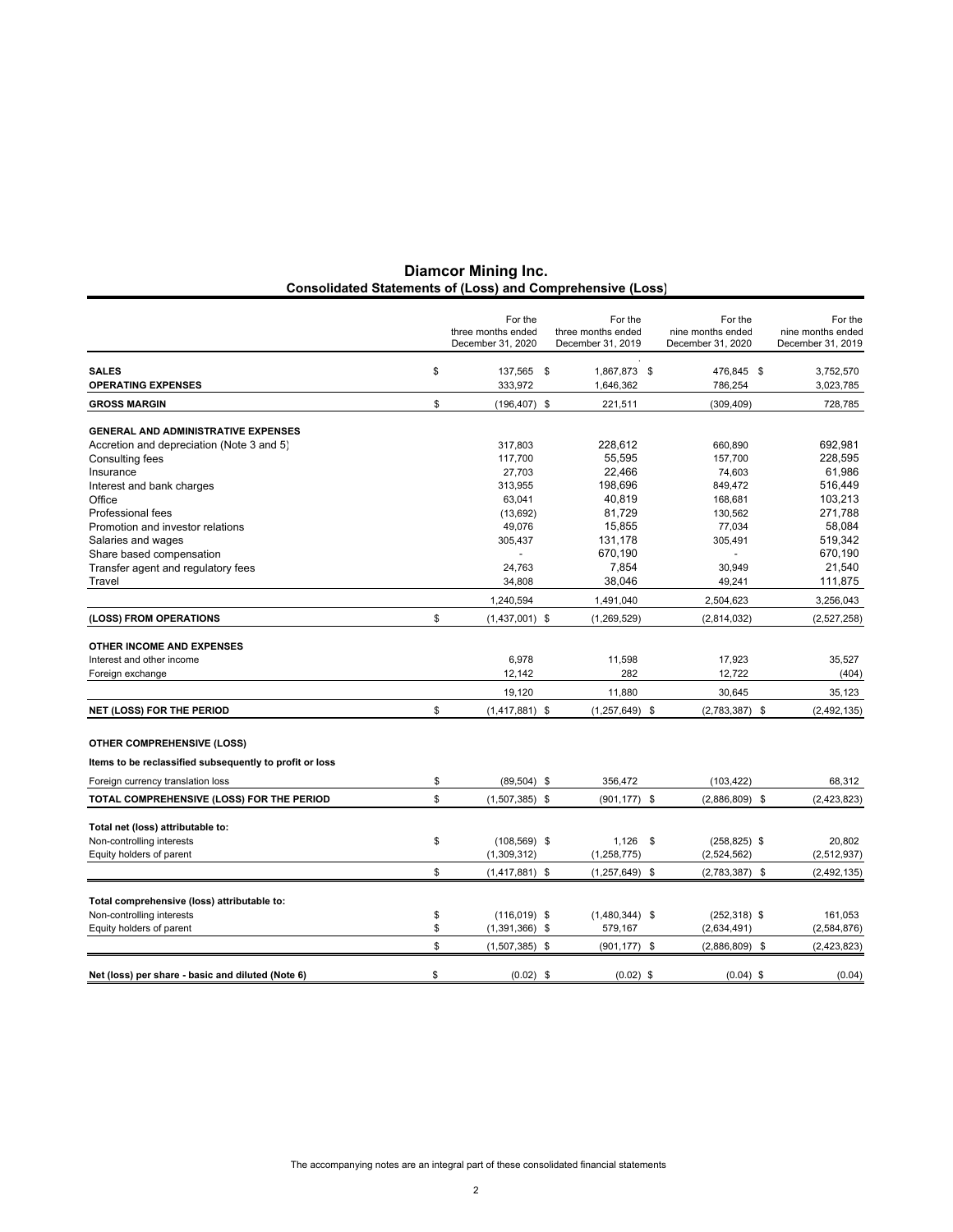# Diamcor Mining Inc.

## Consolidated Statements of (Loss) and Comprehensive (Loss)

| | For the three months ended December 31, 2020 | For the three months ended December 31, 2019 | For the nine months ended December 31, 2020 | For the nine months ended December 31, 2019 |
|---|---|---|---|---|
| **SALES** | $ 137,565 | $ 1,867,873 | $ 476,845 | $ 3,752,570 |
| **OPERATING EXPENSES** | 333,972 | 1,646,362 | 786,254 | 3,023,785 |
| **GROSS MARGIN** | $ (196,407) | $ 221,511 | (309,409) | 728,785 |
| **GENERAL AND ADMINISTRATIVE EXPENSES** | | | | |
| Accretion and depreciation (Note 3 and 5) | 317,803 | 228,612 | 660,890 | 692,981 |
| Consulting fees | 117,700 | 55,595 | 157,700 | 228,595 |
| Insurance | 27,703 | 22,466 | 74,603 | 61,986 |
| Interest and bank charges | 313,955 | 198,696 | 849,472 | 516,449 |
| Office | 63,041 | 40,819 | 168,681 | 103,213 |
| Professional fees | (13,692) | 81,729 | 130,562 | 271,788 |
| Promotion and investor relations | 49,076 | 15,855 | 77,034 | 58,084 |
| Salaries and wages | 305,437 | 131,178 | 305,491 | 519,342 |
| Share based compensation | - | 670,190 | - | 670,190 |
| Transfer agent and regulatory fees | 24,763 | 7,854 | 30,949 | 21,540 |
| Travel | 34,808 | 38,046 | 49,241 | 111,875 |
| | 1,240,594 | 1,491,040 | 2,504,623 | 3,256,043 |
| **(LOSS) FROM OPERATIONS** | $ (1,437,001) | $ (1,269,529) | (2,814,032) | (2,527,258) |
| **OTHER INCOME AND EXPENSES** | | | | |
| Interest and other income | 6,978 | 11,598 | 17,923 | 35,527 |
| Foreign exchange | 12,142 | 282 | 12,722 | (404) |
| | 19,120 | 11,880 | 30,645 | 35,123 |
| **NET (LOSS) FOR THE PERIOD** | $ (1,417,881) | $ (1,257,649) | $ (2,783,387) | $ (2,492,135) |
| **OTHER COMPREHENSIVE (LOSS)** | | | | |
| **Items to be reclassified subsequently to profit or loss** | | | | |
| Foreign currency translation loss | $ (89,504) | $ 356,472 | (103,422) | 68,312 |
| **TOTAL COMPREHENSIVE (LOSS) FOR THE PERIOD** | $ (1,507,385) | $ (901,177) | $ (2,886,809) | $ (2,423,823) |
| **Total net (loss) attributable to:** | | | | |
| Non-controlling interests | $ (108,569) | $ 1,126 | $ (258,825) | $ 20,802 |
| Equity holders of parent | (1,309,312) | (1,258,775) | (2,524,562) | (2,512,937) |
| | $ (1,417,881) | $ (1,257,649) | $ (2,783,387) | $ (2,492,135) |
| **Total comprehensive (loss) attributable to:** | | | | |
| Non-controlling interests | $ (116,019) | $ (1,480,344) | $ (252,318) | $ 161,053 |
| Equity holders of parent | $ (1,391,366) | $ 579,167 | (2,634,491) | (2,584,876) |
| | $ (1,507,385) | $ (901,177) | $ (2,886,809) | $ (2,423,823) |
| **Net (loss) per share - basic and diluted (Note 6)** | $ (0.02) | $ (0.02) | $ (0.04) | $ (0.04) |

The accompanying notes are an integral part of these consolidated financial statements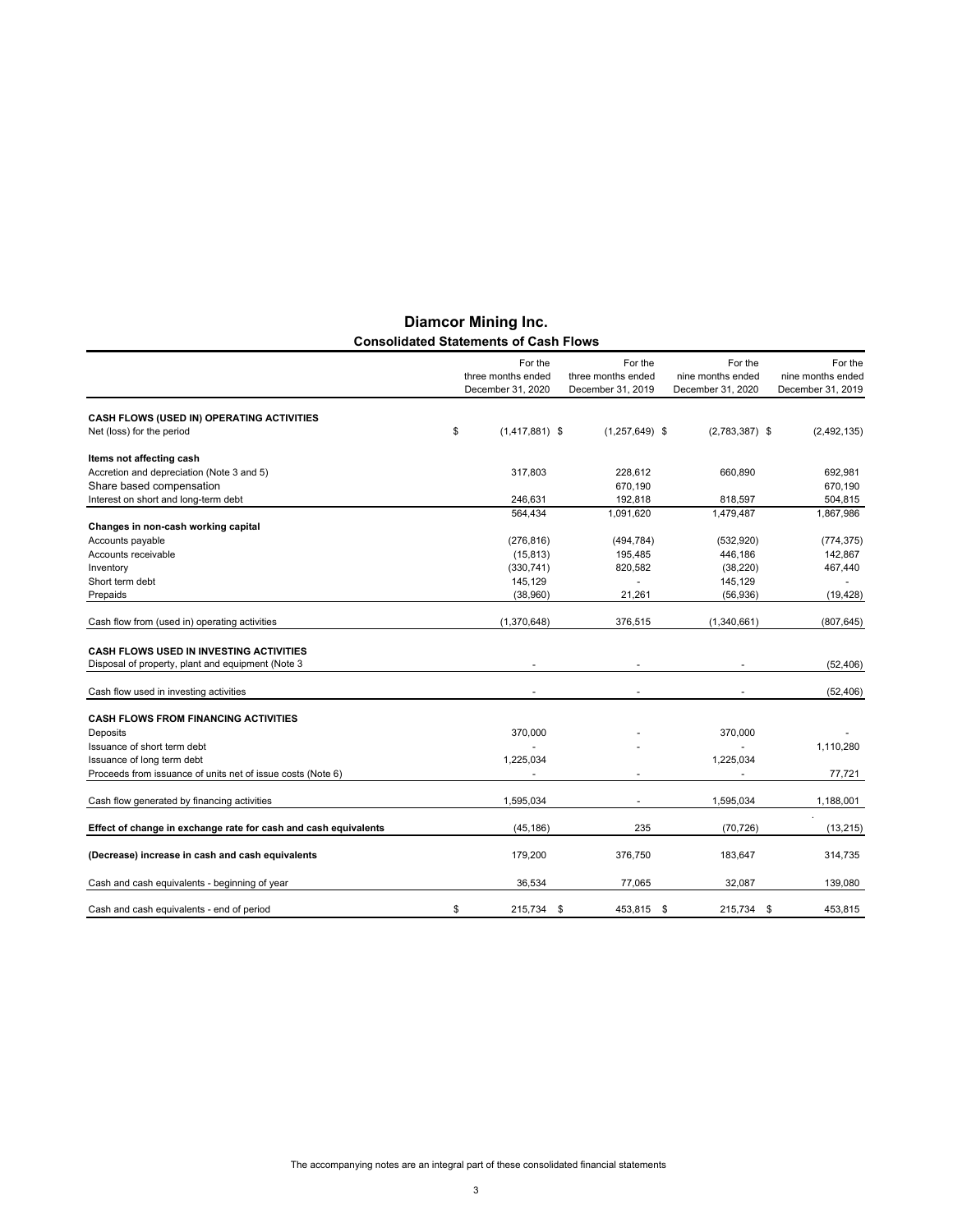# Diamcor Mining Inc.

## Consolidated Statements of Cash Flows

| | For the three months ended December 31, 2020 | For the three months ended December 31, 2019 | For the nine months ended December 31, 2020 | For the nine months ended December 31, 2019 |
|---|---|---|---|---|
| **CASH FLOWS (USED IN) OPERATING ACTIVITIES** | | | | |
| Net (loss) for the period | $ (1,417,881) | $ (1,257,649) | $ (2,783,387) | $ (2,492,135) |
| **Items not affecting cash** | | | | |
| Accretion and depreciation (Note 3 and 5) | 317,803 | 228,612 | 660,890 | 692,981 |
| Share based compensation | | 670,190 | | 670,190 |
| Interest on short and long-term debt | 246,631 | 192,818 | 818,597 | 504,815 |
| | 564,434 | 1,091,620 | 1,479,487 | 1,867,986 |
| **Changes in non-cash working capital** | | | | |
| Accounts payable | (276,816) | (494,784) | (532,920) | (774,375) |
| Accounts receivable | (15,813) | 195,485 | 446,186 | 142,867 |
| Inventory | (330,741) | 820,582 | (38,220) | 467,440 |
| Short term debt | 145,129 | - | 145,129 | - |
| Prepaids | (38,960) | 21,261 | (56,936) | (19,428) |
| Cash flow from (used in) operating activities | (1,370,648) | 376,515 | (1,340,661) | (807,645) |
| **CASH FLOWS USED IN INVESTING ACTIVITIES** | | | | |
| Disposal of property, plant and equipment (Note 3 | - | - | - | (52,406) |
| Cash flow used in investing activities | - | - | - | (52,406) |
| **CASH FLOWS FROM FINANCING ACTIVITIES** | | | | |
| Deposits | 370,000 | - | 370,000 | - |
| Issuance of short term debt | - | - | - | 1,110,280 |
| Issuance of long term debt | 1,225,034 | | 1,225,034 | |
| Proceeds from issuance of units net of issue costs (Note 6) | - | - | - | 77,721 |
| Cash flow generated by financing activities | 1,595,034 | - | 1,595,034 | 1,188,001 |
| **Effect of change in exchange rate for cash and cash equivalents** | (45,186) | 235 | (70,726) | (13,215) |
| **(Decrease) increase in cash and cash equivalents** | 179,200 | 376,750 | 183,647 | 314,735 |
| Cash and cash equivalents - beginning of year | 36,534 | 77,065 | 32,087 | 139,080 |
| Cash and cash equivalents - end of period | $ 215,734 | $ 453,815 | $ 215,734 | $ 453,815 |

The accompanying notes are an integral part of these consolidated financial statements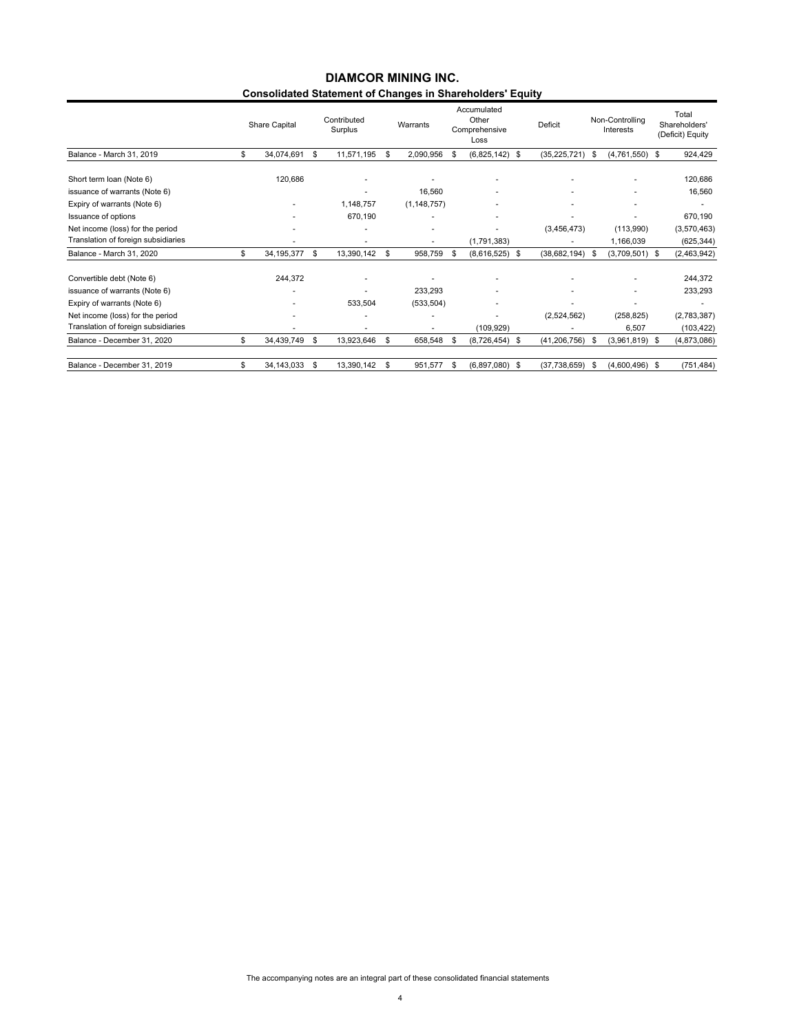# DIAMCOR MINING INC.

## Consolidated Statement of Changes in Shareholders' Equity

| | Share Capital | Contributed Surplus | Warrants | Accumulated Other Comprehensive Loss | Deficit | Non-Controlling Interests | Total Shareholders' (Deficit) Equity |
|---|---|---|---|---|---|---|---|
| Balance - March 31, 2019 | $ 34,074,691 | $ 11,571,195 | $ 2,090,956 | $ (6,825,142) | $ (35,225,721) | $ (4,761,550) | $ 924,429 |
| Short term loan (Note 6) | 120,686 | - | - | - | - | - | 120,686 |
| issuance of warrants (Note 6) | | - | 16,560 | - | - | - | 16,560 |
| Expiry of warrants (Note 6) | - | 1,148,757 | (1,148,757) | - | - | - | - |
| Issuance of options | - | 670,190 | - | - | - | - | 670,190 |
| Net income (loss) for the period | - | - | - | - | (3,456,473) | (113,990) | (3,570,463) |
| Translation of foreign subsidiaries | - | - | - | (1,791,383) | - | 1,166,039 | (625,344) |
| Balance - March 31, 2020 | $ 34,195,377 | $ 13,390,142 | $ 958,759 | $ (8,616,525) | $ (38,682,194) | $ (3,709,501) | $ (2,463,942) |
| Convertible debt (Note 6) | 244,372 | - | - | - | - | - | 244,372 |
| issuance of warrants (Note 6) | - | - | 233,293 | - | - | - | 233,293 |
| Expiry of warrants (Note 6) | - | 533,504 | (533,504) | - | - | - | - |
| Net income (loss) for the period | - | - | - | - | (2,524,562) | (258,825) | (2,783,387) |
| Translation of foreign subsidiaries | - | - | - | (109,929) | - | 6,507 | (103,422) |
| Balance - December 31, 2020 | $ 34,439,749 | $ 13,923,646 | $ 658,548 | $ (8,726,454) | $ (41,206,756) | $ (3,961,819) | $ (4,873,086) |
| Balance - December 31, 2019 | $ 34,143,033 | $ 13,390,142 | $ 951,577 | $ (6,897,080) | $ (37,738,659) | $ (4,600,496) | $ (751,484) |

The accompanying notes are an integral part of these consolidated financial statements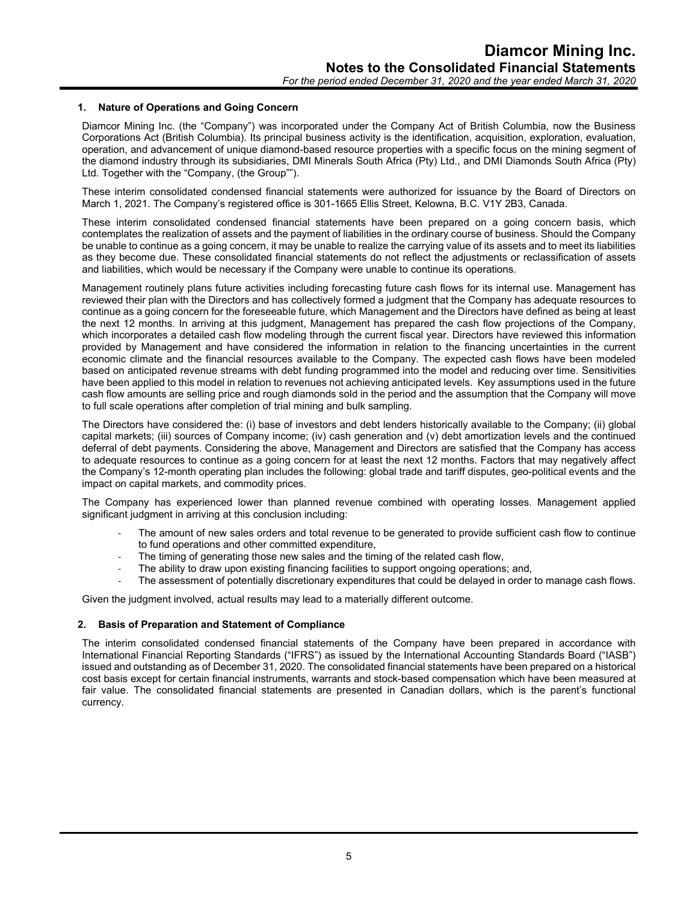## 1. Nature of Operations and Going Concern

Diamcor Mining Inc. (the "Company") was incorporated under the Company Act of British Columbia, now the Business Corporations Act (British Columbia). Its principal business activity is the identification, acquisition, exploration, evaluation, operation, and advancement of unique diamond-based resource properties with a specific focus on the mining segment of the diamond industry through its subsidiaries, DMI Minerals South Africa (Pty) Ltd., and DMI Diamonds South Africa (Pty) Ltd. Together with the "Company, (the Group"").

These interim consolidated condensed financial statements were authorized for issuance by the Board of Directors on March 1, 2021. The Company's registered office is 301-1665 Ellis Street, Kelowna, B.C. V1Y 2B3, Canada.

These interim consolidated condensed financial statements have been prepared on a going concern basis, which contemplates the realization of assets and the payment of liabilities in the ordinary course of business. Should the Company be unable to continue as a going concern, it may be unable to realize the carrying value of its assets and to meet its liabilities as they become due. These consolidated financial statements do not reflect the adjustments or reclassification of assets and liabilities, which would be necessary if the Company were unable to continue its operations.

Management routinely plans future activities including forecasting future cash flows for its internal use. Management has reviewed their plan with the Directors and has collectively formed a judgment that the Company has adequate resources to continue as a going concern for the foreseeable future, which Management and the Directors have defined as being at least the next 12 months. In arriving at this judgment, Management has prepared the cash flow projections of the Company, which incorporates a detailed cash flow modeling through the current fiscal year. Directors have reviewed this information provided by Management and have considered the information in relation to the financing uncertainties in the current economic climate and the financial resources available to the Company. The expected cash flows have been modeled based on anticipated revenue streams with debt funding programmed into the model and reducing over time. Sensitivities have been applied to this model in relation to revenues not achieving anticipated levels. Key assumptions used in the future cash flow amounts are selling price and rough diamonds sold in the period and the assumption that the Company will move to full scale operations after completion of trial mining and bulk sampling.

The Directors have considered the: (i) base of investors and debt lenders historically available to the Company; (ii) global capital markets; (iii) sources of Company income; (iv) cash generation and (v) debt amortization levels and the continued deferral of debt payments. Considering the above, Management and Directors are satisfied that the Company has access to adequate resources to continue as a going concern for at least the next 12 months. Factors that may negatively affect the Company's 12-month operating plan includes the following: global trade and tariff disputes, geo-political events and the impact on capital markets, and commodity prices.

The Company has experienced lower than planned revenue combined with operating losses. Management applied significant judgment in arriving at this conclusion including:

- The amount of new sales orders and total revenue to be generated to provide sufficient cash flow to continue to fund operations and other committed expenditure,
- The timing of generating those new sales and the timing of the related cash flow,
- The ability to draw upon existing financing facilities to support ongoing operations; and,
- The assessment of potentially discretionary expenditures that could be delayed in order to manage cash flows.

Given the judgment involved, actual results may lead to a materially different outcome.

## 2. Basis of Preparation and Statement of Compliance

The interim consolidated condensed financial statements of the Company have been prepared in accordance with International Financial Reporting Standards ("IFRS") as issued by the International Accounting Standards Board ("IASB") issued and outstanding as of December 31, 2020. The consolidated financial statements have been prepared on a historical cost basis except for certain financial instruments, warrants and stock-based compensation which have been measured at fair value. The consolidated financial statements are presented in Canadian dollars, which is the parent's functional currency.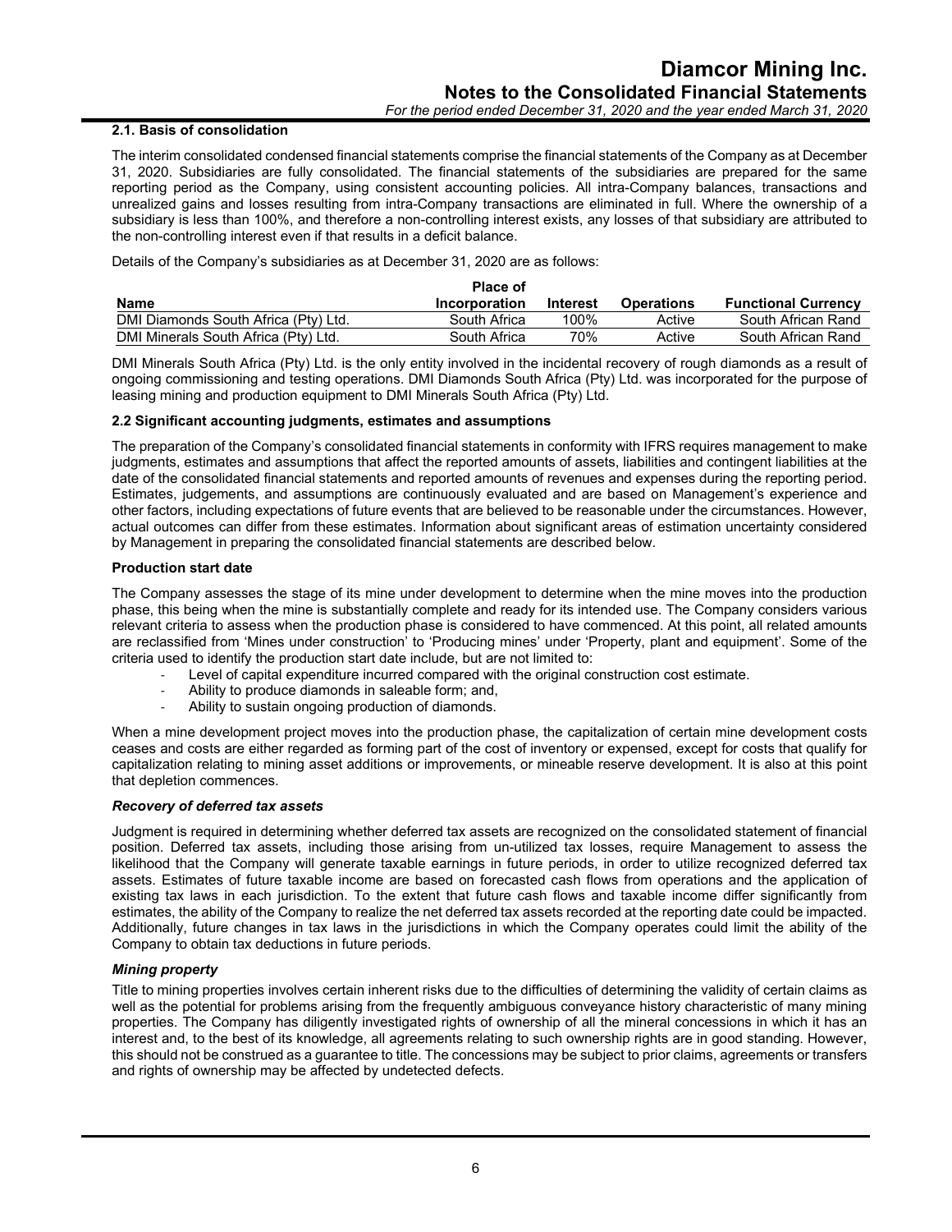### 2.1. Basis of consolidation

The interim consolidated condensed financial statements comprise the financial statements of the Company as at December 31, 2020. Subsidiaries are fully consolidated. The financial statements of the subsidiaries are prepared for the same reporting period as the Company, using consistent accounting policies. All intra-Company balances, transactions and unrealized gains and losses resulting from intra-Company transactions are eliminated in full. Where the ownership of a subsidiary is less than 100%, and therefore a non-controlling interest exists, any losses of that subsidiary are attributed to the non-controlling interest even if that results in a deficit balance.

Details of the Company's subsidiaries as at December 31, 2020 are as follows:

| Name | Place of Incorporation | Interest | Operations | Functional Currency |
|---|---|---|---|---|
| DMI Diamonds South Africa (Pty) Ltd. | South Africa | 100% | Active | South African Rand |
| DMI Minerals South Africa (Pty) Ltd. | South Africa | 70% | Active | South African Rand |

DMI Minerals South Africa (Pty) Ltd. is the only entity involved in the incidental recovery of rough diamonds as a result of ongoing commissioning and testing operations. DMI Diamonds South Africa (Pty) Ltd. was incorporated for the purpose of leasing mining and production equipment to DMI Minerals South Africa (Pty) Ltd.

### 2.2 Significant accounting judgments, estimates and assumptions

The preparation of the Company's consolidated financial statements in conformity with IFRS requires management to make judgments, estimates and assumptions that affect the reported amounts of assets, liabilities and contingent liabilities at the date of the consolidated financial statements and reported amounts of revenues and expenses during the reporting period. Estimates, judgements, and assumptions are continuously evaluated and are based on Management's experience and other factors, including expectations of future events that are believed to be reasonable under the circumstances. However, actual outcomes can differ from these estimates. Information about significant areas of estimation uncertainty considered by Management in preparing the consolidated financial statements are described below.

**Production start date**

The Company assesses the stage of its mine under development to determine when the mine moves into the production phase, this being when the mine is substantially complete and ready for its intended use. The Company considers various relevant criteria to assess when the production phase is considered to have commenced. At this point, all related amounts are reclassified from 'Mines under construction' to 'Producing mines' under 'Property, plant and equipment'. Some of the criteria used to identify the production start date include, but are not limited to:

- Level of capital expenditure incurred compared with the original construction cost estimate.
- Ability to produce diamonds in saleable form; and,
- Ability to sustain ongoing production of diamonds.

When a mine development project moves into the production phase, the capitalization of certain mine development costs ceases and costs are either regarded as forming part of the cost of inventory or expensed, except for costs that qualify for capitalization relating to mining asset additions or improvements, or mineable reserve development. It is also at this point that depletion commences.

***Recovery of deferred tax assets***

Judgment is required in determining whether deferred tax assets are recognized on the consolidated statement of financial position. Deferred tax assets, including those arising from un-utilized tax losses, require Management to assess the likelihood that the Company will generate taxable earnings in future periods, in order to utilize recognized deferred tax assets. Estimates of future taxable income are based on forecasted cash flows from operations and the application of existing tax laws in each jurisdiction. To the extent that future cash flows and taxable income differ significantly from estimates, the ability of the Company to realize the net deferred tax assets recorded at the reporting date could be impacted. Additionally, future changes in tax laws in the jurisdictions in which the Company operates could limit the ability of the Company to obtain tax deductions in future periods.

***Mining property***

Title to mining properties involves certain inherent risks due to the difficulties of determining the validity of certain claims as well as the potential for problems arising from the frequently ambiguous conveyance history characteristic of many mining properties. The Company has diligently investigated rights of ownership of all the mineral concessions in which it has an interest and, to the best of its knowledge, all agreements relating to such ownership rights are in good standing. However, this should not be construed as a guarantee to title. The concessions may be subject to prior claims, agreements or transfers and rights of ownership may be affected by undetected defects.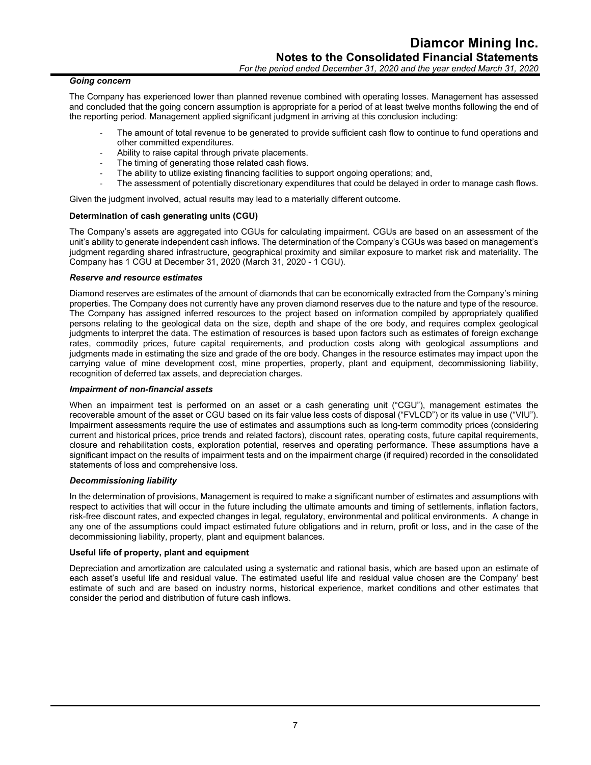***Going concern***

The Company has experienced lower than planned revenue combined with operating losses. Management has assessed and concluded that the going concern assumption is appropriate for a period of at least twelve months following the end of the reporting period. Management applied significant judgment in arriving at this conclusion including:

- The amount of total revenue to be generated to provide sufficient cash flow to continue to fund operations and other committed expenditures.
- Ability to raise capital through private placements.
- The timing of generating those related cash flows.
- The ability to utilize existing financing facilities to support ongoing operations; and,
- The assessment of potentially discretionary expenditures that could be delayed in order to manage cash flows.

Given the judgment involved, actual results may lead to a materially different outcome.

**Determination of cash generating units (CGU)**

The Company's assets are aggregated into CGUs for calculating impairment. CGUs are based on an assessment of the unit's ability to generate independent cash inflows. The determination of the Company's CGUs was based on management's judgment regarding shared infrastructure, geographical proximity and similar exposure to market risk and materiality. The Company has 1 CGU at December 31, 2020 (March 31, 2020 - 1 CGU).

***Reserve and resource estimates***

Diamond reserves are estimates of the amount of diamonds that can be economically extracted from the Company's mining properties. The Company does not currently have any proven diamond reserves due to the nature and type of the resource. The Company has assigned inferred resources to the project based on information compiled by appropriately qualified persons relating to the geological data on the size, depth and shape of the ore body, and requires complex geological judgments to interpret the data. The estimation of resources is based upon factors such as estimates of foreign exchange rates, commodity prices, future capital requirements, and production costs along with geological assumptions and judgments made in estimating the size and grade of the ore body. Changes in the resource estimates may impact upon the carrying value of mine development cost, mine properties, property, plant and equipment, decommissioning liability, recognition of deferred tax assets, and depreciation charges.

***Impairment of non-financial assets***

When an impairment test is performed on an asset or a cash generating unit ("CGU"), management estimates the recoverable amount of the asset or CGU based on its fair value less costs of disposal ("FVLCD") or its value in use ("VIU"). Impairment assessments require the use of estimates and assumptions such as long-term commodity prices (considering current and historical prices, price trends and related factors), discount rates, operating costs, future capital requirements, closure and rehabilitation costs, exploration potential, reserves and operating performance. These assumptions have a significant impact on the results of impairment tests and on the impairment charge (if required) recorded in the consolidated statements of loss and comprehensive loss.

***Decommissioning liability***

In the determination of provisions, Management is required to make a significant number of estimates and assumptions with respect to activities that will occur in the future including the ultimate amounts and timing of settlements, inflation factors, risk-free discount rates, and expected changes in legal, regulatory, environmental and political environments. A change in any one of the assumptions could impact estimated future obligations and in return, profit or loss, and in the case of the decommissioning liability, property, plant and equipment balances.

**Useful life of property, plant and equipment**

Depreciation and amortization are calculated using a systematic and rational basis, which are based upon an estimate of each asset's useful life and residual value. The estimated useful life and residual value chosen are the Company' best estimate of such and are based on industry norms, historical experience, market conditions and other estimates that consider the period and distribution of future cash inflows.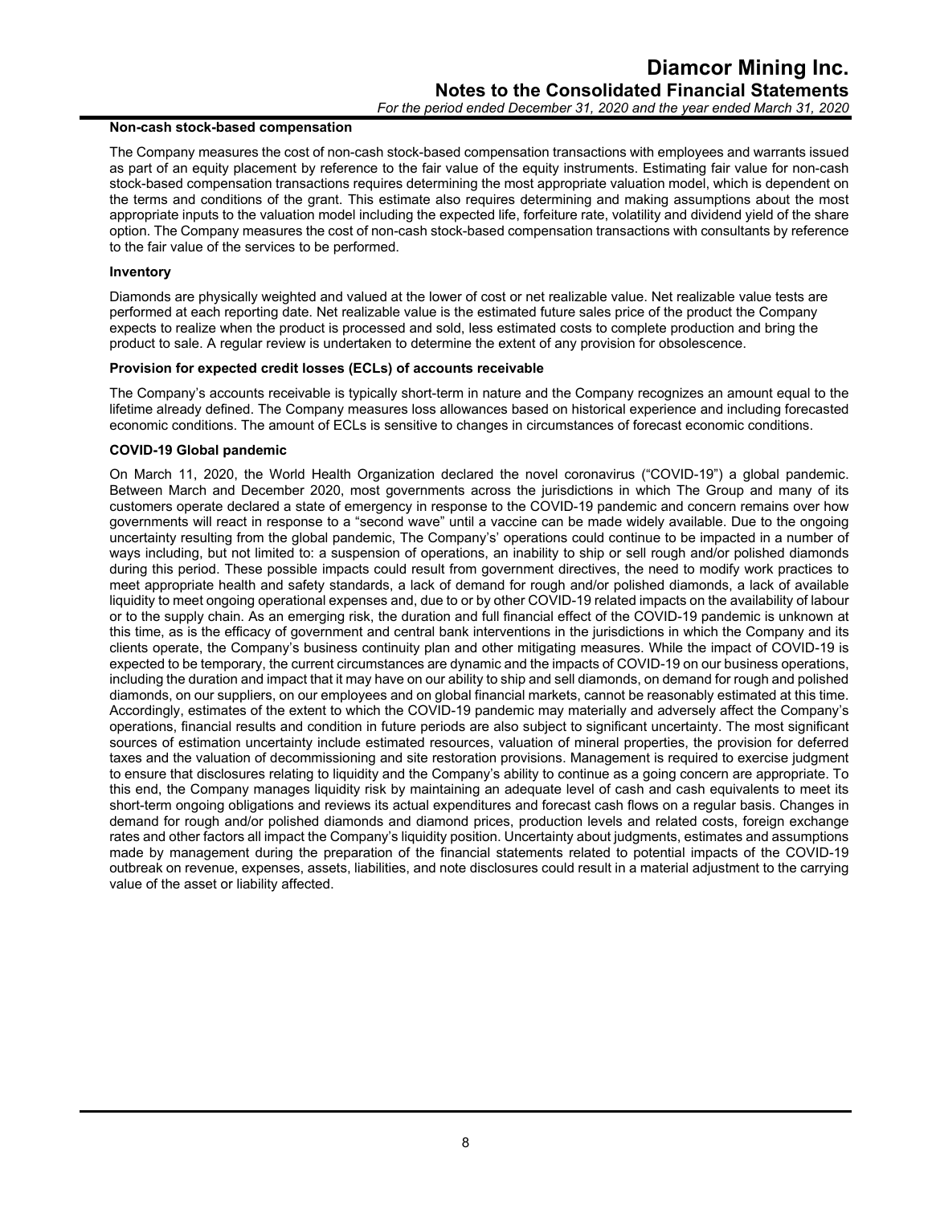### Non-cash stock-based compensation

The Company measures the cost of non-cash stock-based compensation transactions with employees and warrants issued as part of an equity placement by reference to the fair value of the equity instruments. Estimating fair value for non-cash stock-based compensation transactions requires determining the most appropriate valuation model, which is dependent on the terms and conditions of the grant. This estimate also requires determining and making assumptions about the most appropriate inputs to the valuation model including the expected life, forfeiture rate, volatility and dividend yield of the share option. The Company measures the cost of non-cash stock-based compensation transactions with consultants by reference to the fair value of the services to be performed.

### Inventory

Diamonds are physically weighted and valued at the lower of cost or net realizable value. Net realizable value tests are performed at each reporting date. Net realizable value is the estimated future sales price of the product the Company expects to realize when the product is processed and sold, less estimated costs to complete production and bring the product to sale. A regular review is undertaken to determine the extent of any provision for obsolescence.

### Provision for expected credit losses (ECLs) of accounts receivable

The Company's accounts receivable is typically short-term in nature and the Company recognizes an amount equal to the lifetime already defined. The Company measures loss allowances based on historical experience and including forecasted economic conditions. The amount of ECLs is sensitive to changes in circumstances of forecast economic conditions.

### COVID-19 Global pandemic

On March 11, 2020, the World Health Organization declared the novel coronavirus ("COVID-19") a global pandemic. Between March and December 2020, most governments across the jurisdictions in which The Group and many of its customers operate declared a state of emergency in response to the COVID-19 pandemic and concern remains over how governments will react in response to a "second wave" until a vaccine can be made widely available. Due to the ongoing uncertainty resulting from the global pandemic, The Company's' operations could continue to be impacted in a number of ways including, but not limited to: a suspension of operations, an inability to ship or sell rough and/or polished diamonds during this period. These possible impacts could result from government directives, the need to modify work practices to meet appropriate health and safety standards, a lack of demand for rough and/or polished diamonds, a lack of available liquidity to meet ongoing operational expenses and, due to or by other COVID-19 related impacts on the availability of labour or to the supply chain. As an emerging risk, the duration and full financial effect of the COVID-19 pandemic is unknown at this time, as is the efficacy of government and central bank interventions in the jurisdictions in which the Company and its clients operate, the Company's business continuity plan and other mitigating measures. While the impact of COVID-19 is expected to be temporary, the current circumstances are dynamic and the impacts of COVID-19 on our business operations, including the duration and impact that it may have on our ability to ship and sell diamonds, on demand for rough and polished diamonds, on our suppliers, on our employees and on global financial markets, cannot be reasonably estimated at this time. Accordingly, estimates of the extent to which the COVID-19 pandemic may materially and adversely affect the Company's operations, financial results and condition in future periods are also subject to significant uncertainty. The most significant sources of estimation uncertainty include estimated resources, valuation of mineral properties, the provision for deferred taxes and the valuation of decommissioning and site restoration provisions. Management is required to exercise judgment to ensure that disclosures relating to liquidity and the Company's ability to continue as a going concern are appropriate. To this end, the Company manages liquidity risk by maintaining an adequate level of cash and cash equivalents to meet its short-term ongoing obligations and reviews its actual expenditures and forecast cash flows on a regular basis. Changes in demand for rough and/or polished diamonds and diamond prices, production levels and related costs, foreign exchange rates and other factors all impact the Company's liquidity position. Uncertainty about judgments, estimates and assumptions made by management during the preparation of the financial statements related to potential impacts of the COVID-19 outbreak on revenue, expenses, assets, liabilities, and note disclosures could result in a material adjustment to the carrying value of the asset or liability affected.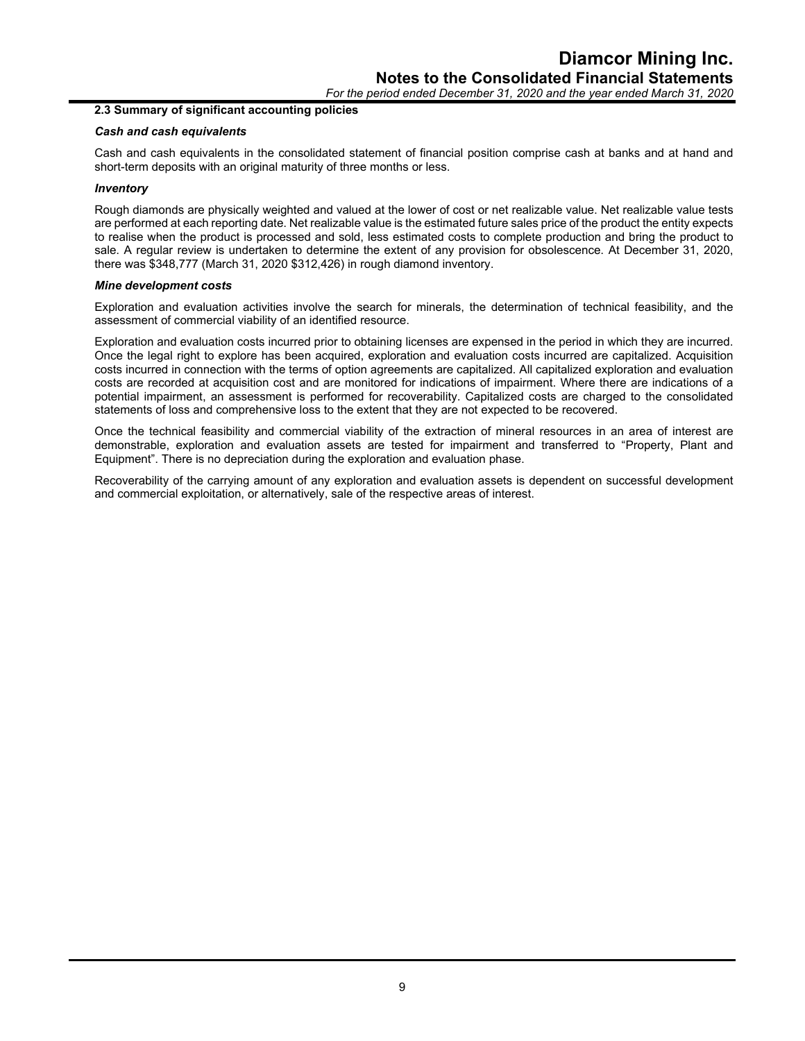### 2.3 Summary of significant accounting policies

#### *Cash and cash equivalents*

Cash and cash equivalents in the consolidated statement of financial position comprise cash at banks and at hand and short-term deposits with an original maturity of three months or less.

#### *Inventory*

Rough diamonds are physically weighted and valued at the lower of cost or net realizable value. Net realizable value tests are performed at each reporting date. Net realizable value is the estimated future sales price of the product the entity expects to realise when the product is processed and sold, less estimated costs to complete production and bring the product to sale. A regular review is undertaken to determine the extent of any provision for obsolescence. At December 31, 2020, there was $348,777 (March 31, 2020 $312,426) in rough diamond inventory.

#### *Mine development costs*

Exploration and evaluation activities involve the search for minerals, the determination of technical feasibility, and the assessment of commercial viability of an identified resource.

Exploration and evaluation costs incurred prior to obtaining licenses are expensed in the period in which they are incurred. Once the legal right to explore has been acquired, exploration and evaluation costs incurred are capitalized. Acquisition costs incurred in connection with the terms of option agreements are capitalized. All capitalized exploration and evaluation costs are recorded at acquisition cost and are monitored for indications of impairment. Where there are indications of a potential impairment, an assessment is performed for recoverability. Capitalized costs are charged to the consolidated statements of loss and comprehensive loss to the extent that they are not expected to be recovered.

Once the technical feasibility and commercial viability of the extraction of mineral resources in an area of interest are demonstrable, exploration and evaluation assets are tested for impairment and transferred to "Property, Plant and Equipment". There is no depreciation during the exploration and evaluation phase.

Recoverability of the carrying amount of any exploration and evaluation assets is dependent on successful development and commercial exploitation, or alternatively, sale of the respective areas of interest.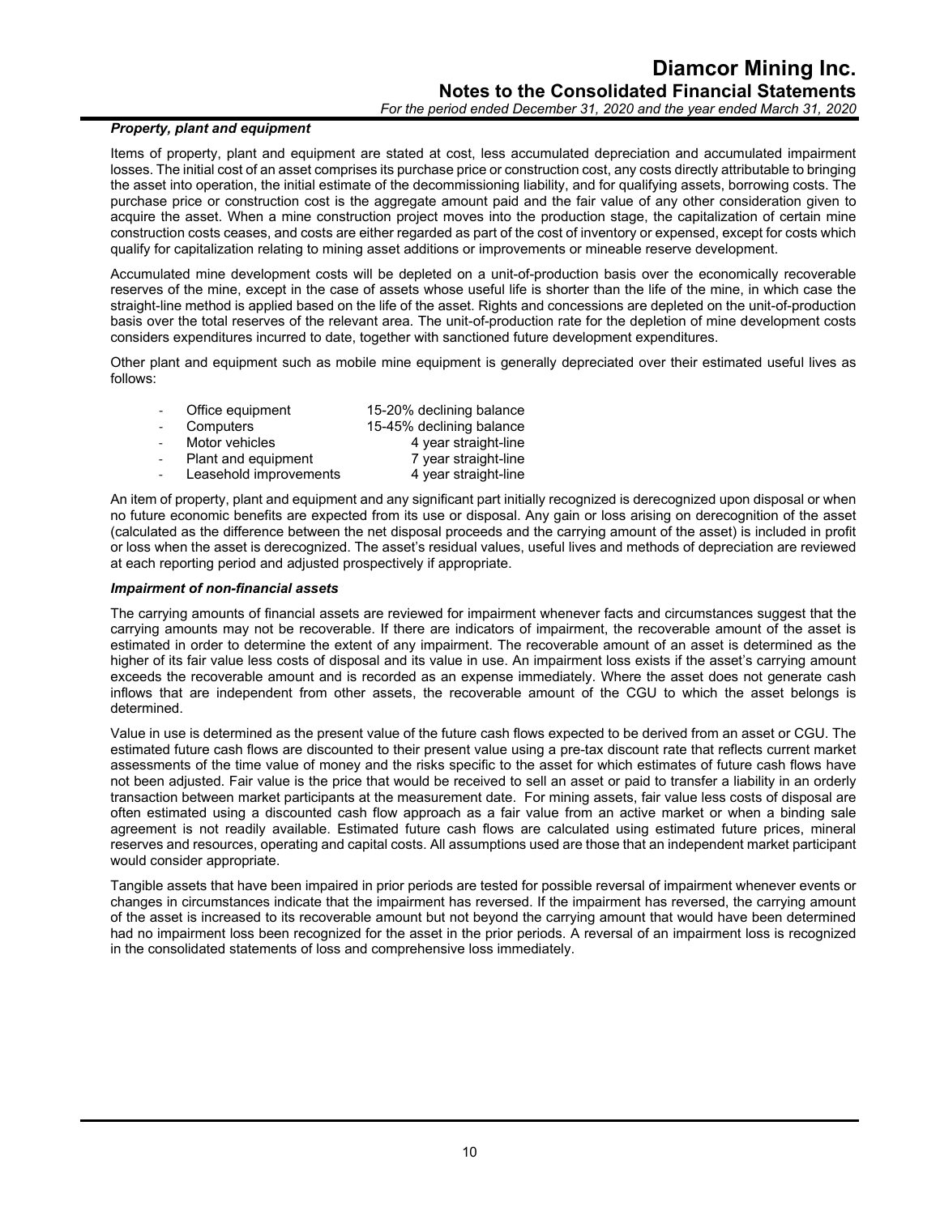***Property, plant and equipment***

Items of property, plant and equipment are stated at cost, less accumulated depreciation and accumulated impairment losses. The initial cost of an asset comprises its purchase price or construction cost, any costs directly attributable to bringing the asset into operation, the initial estimate of the decommissioning liability, and for qualifying assets, borrowing costs. The purchase price or construction cost is the aggregate amount paid and the fair value of any other consideration given to acquire the asset. When a mine construction project moves into the production stage, the capitalization of certain mine construction costs ceases, and costs are either regarded as part of the cost of inventory or expensed, except for costs which qualify for capitalization relating to mining asset additions or improvements or mineable reserve development.

Accumulated mine development costs will be depleted on a unit-of-production basis over the economically recoverable reserves of the mine, except in the case of assets whose useful life is shorter than the life of the mine, in which case the straight-line method is applied based on the life of the asset. Rights and concessions are depleted on the unit-of-production basis over the total reserves of the relevant area. The unit-of-production rate for the depletion of mine development costs considers expenditures incurred to date, together with sanctioned future development expenditures.

Other plant and equipment such as mobile mine equipment is generally depreciated over their estimated useful lives as follows:

- Office equipment — 15-20% declining balance
- Computers — 15-45% declining balance
- Motor vehicles — 4 year straight-line
- Plant and equipment — 7 year straight-line
- Leasehold improvements — 4 year straight-line

An item of property, plant and equipment and any significant part initially recognized is derecognized upon disposal or when no future economic benefits are expected from its use or disposal. Any gain or loss arising on derecognition of the asset (calculated as the difference between the net disposal proceeds and the carrying amount of the asset) is included in profit or loss when the asset is derecognized. The asset's residual values, useful lives and methods of depreciation are reviewed at each reporting period and adjusted prospectively if appropriate.

***Impairment of non-financial assets***

The carrying amounts of financial assets are reviewed for impairment whenever facts and circumstances suggest that the carrying amounts may not be recoverable. If there are indicators of impairment, the recoverable amount of the asset is estimated in order to determine the extent of any impairment. The recoverable amount of an asset is determined as the higher of its fair value less costs of disposal and its value in use. An impairment loss exists if the asset's carrying amount exceeds the recoverable amount and is recorded as an expense immediately. Where the asset does not generate cash inflows that are independent from other assets, the recoverable amount of the CGU to which the asset belongs is determined.

Value in use is determined as the present value of the future cash flows expected to be derived from an asset or CGU. The estimated future cash flows are discounted to their present value using a pre-tax discount rate that reflects current market assessments of the time value of money and the risks specific to the asset for which estimates of future cash flows have not been adjusted. Fair value is the price that would be received to sell an asset or paid to transfer a liability in an orderly transaction between market participants at the measurement date. For mining assets, fair value less costs of disposal are often estimated using a discounted cash flow approach as a fair value from an active market or when a binding sale agreement is not readily available. Estimated future cash flows are calculated using estimated future prices, mineral reserves and resources, operating and capital costs. All assumptions used are those that an independent market participant would consider appropriate.

Tangible assets that have been impaired in prior periods are tested for possible reversal of impairment whenever events or changes in circumstances indicate that the impairment has reversed. If the impairment has reversed, the carrying amount of the asset is increased to its recoverable amount but not beyond the carrying amount that would have been determined had no impairment loss been recognized for the asset in the prior periods. A reversal of an impairment loss is recognized in the consolidated statements of loss and comprehensive loss immediately.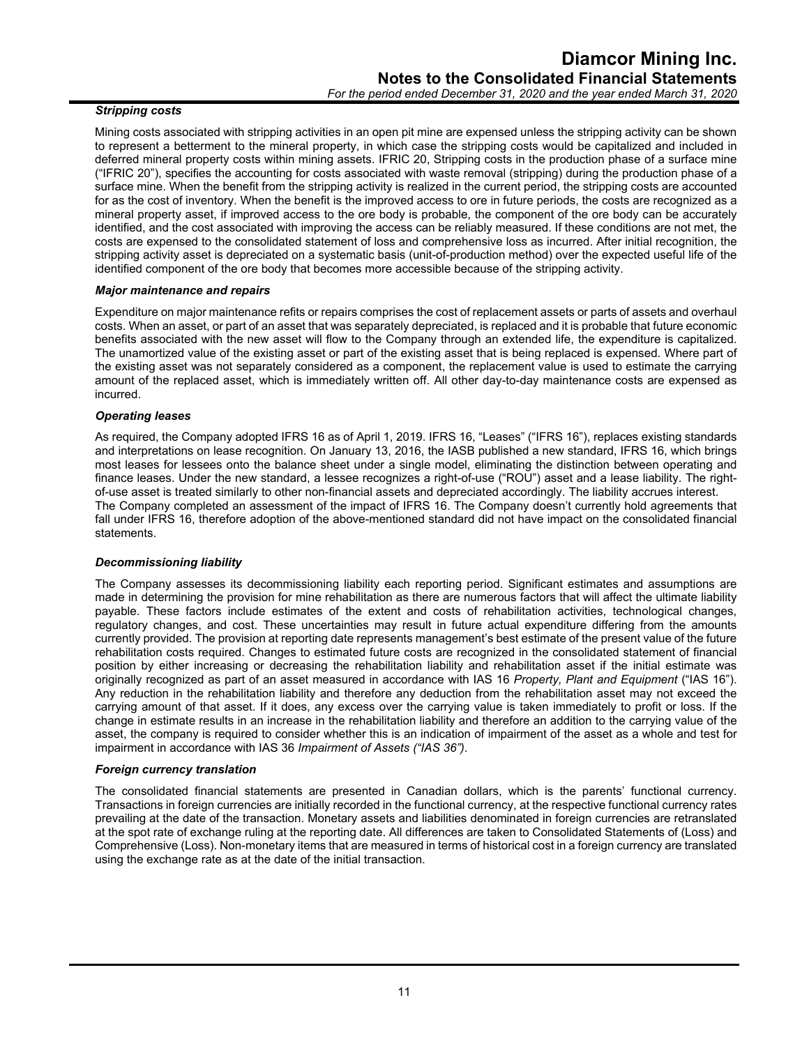### *Stripping costs*

Mining costs associated with stripping activities in an open pit mine are expensed unless the stripping activity can be shown to represent a betterment to the mineral property, in which case the stripping costs would be capitalized and included in deferred mineral property costs within mining assets. IFRIC 20, Stripping costs in the production phase of a surface mine ("IFRIC 20"), specifies the accounting for costs associated with waste removal (stripping) during the production phase of a surface mine. When the benefit from the stripping activity is realized in the current period, the stripping costs are accounted for as the cost of inventory. When the benefit is the improved access to ore in future periods, the costs are recognized as a mineral property asset, if improved access to the ore body is probable, the component of the ore body can be accurately identified, and the cost associated with improving the access can be reliably measured. If these conditions are not met, the costs are expensed to the consolidated statement of loss and comprehensive loss as incurred. After initial recognition, the stripping activity asset is depreciated on a systematic basis (unit-of-production method) over the expected useful life of the identified component of the ore body that becomes more accessible because of the stripping activity.

### *Major maintenance and repairs*

Expenditure on major maintenance refits or repairs comprises the cost of replacement assets or parts of assets and overhaul costs. When an asset, or part of an asset that was separately depreciated, is replaced and it is probable that future economic benefits associated with the new asset will flow to the Company through an extended life, the expenditure is capitalized. The unamortized value of the existing asset or part of the existing asset that is being replaced is expensed. Where part of the existing asset was not separately considered as a component, the replacement value is used to estimate the carrying amount of the replaced asset, which is immediately written off. All other day-to-day maintenance costs are expensed as incurred.

### *Operating leases*

As required, the Company adopted IFRS 16 as of April 1, 2019. IFRS 16, "Leases" ("IFRS 16"), replaces existing standards and interpretations on lease recognition. On January 13, 2016, the IASB published a new standard, IFRS 16, which brings most leases for lessees onto the balance sheet under a single model, eliminating the distinction between operating and finance leases. Under the new standard, a lessee recognizes a right-of-use ("ROU") asset and a lease liability. The right-of-use asset is treated similarly to other non-financial assets and depreciated accordingly. The liability accrues interest.
The Company completed an assessment of the impact of IFRS 16. The Company doesn't currently hold agreements that fall under IFRS 16, therefore adoption of the above-mentioned standard did not have impact on the consolidated financial statements.

### *Decommissioning liability*

The Company assesses its decommissioning liability each reporting period. Significant estimates and assumptions are made in determining the provision for mine rehabilitation as there are numerous factors that will affect the ultimate liability payable. These factors include estimates of the extent and costs of rehabilitation activities, technological changes, regulatory changes, and cost. These uncertainties may result in future actual expenditure differing from the amounts currently provided. The provision at reporting date represents management's best estimate of the present value of the future rehabilitation costs required. Changes to estimated future costs are recognized in the consolidated statement of financial position by either increasing or decreasing the rehabilitation liability and rehabilitation asset if the initial estimate was originally recognized as part of an asset measured in accordance with IAS 16 *Property, Plant and Equipment* ("IAS 16"). Any reduction in the rehabilitation liability and therefore any deduction from the rehabilitation asset may not exceed the carrying amount of that asset. If it does, any excess over the carrying value is taken immediately to profit or loss. If the change in estimate results in an increase in the rehabilitation liability and therefore an addition to the carrying value of the asset, the company is required to consider whether this is an indication of impairment of the asset as a whole and test for impairment in accordance with IAS 36 *Impairment of Assets ("IAS 36")*.

### *Foreign currency translation*

The consolidated financial statements are presented in Canadian dollars, which is the parents' functional currency. Transactions in foreign currencies are initially recorded in the functional currency, at the respective functional currency rates prevailing at the date of the transaction. Monetary assets and liabilities denominated in foreign currencies are retranslated at the spot rate of exchange ruling at the reporting date. All differences are taken to Consolidated Statements of (Loss) and Comprehensive (Loss). Non-monetary items that are measured in terms of historical cost in a foreign currency are translated using the exchange rate as at the date of the initial transaction.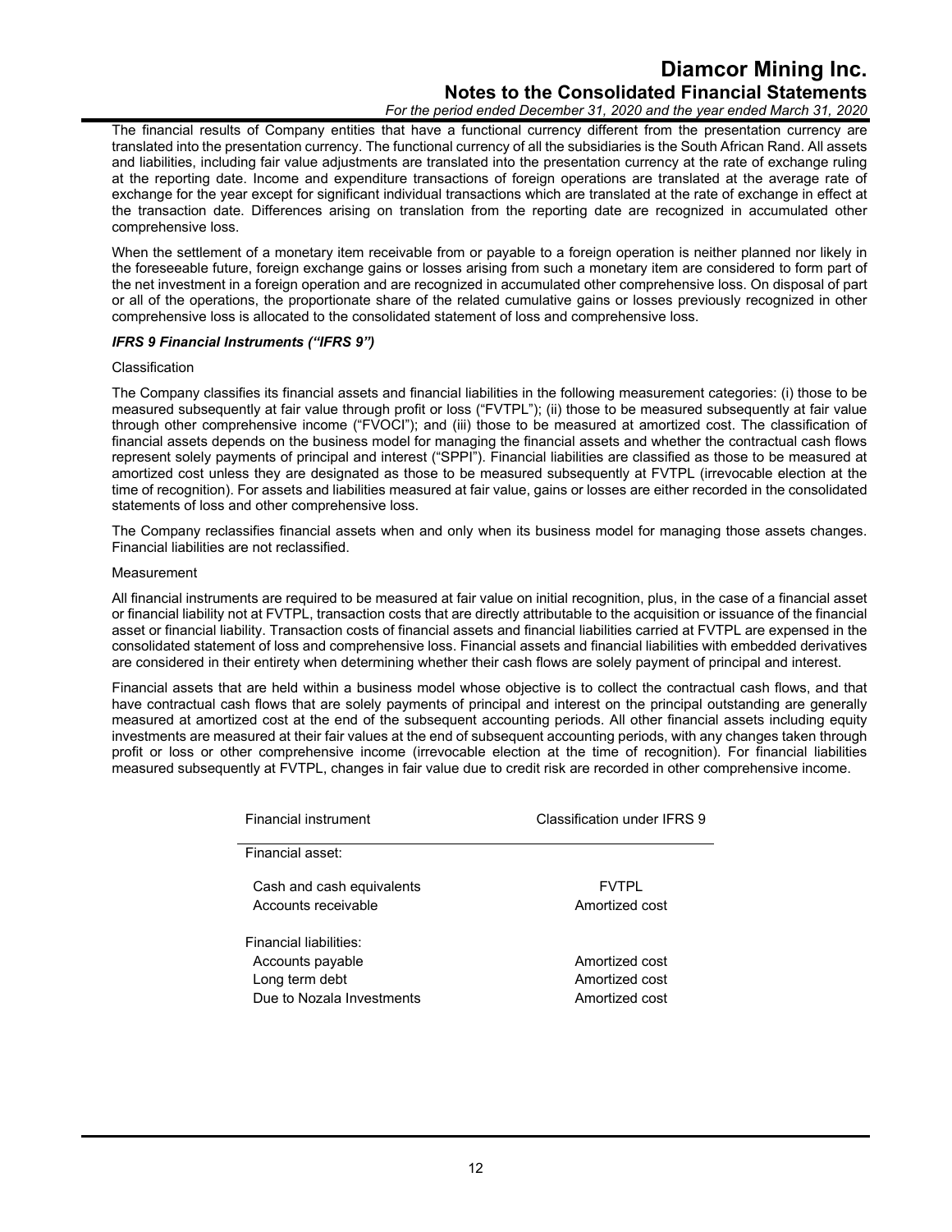The financial results of Company entities that have a functional currency different from the presentation currency are translated into the presentation currency. The functional currency of all the subsidiaries is the South African Rand. All assets and liabilities, including fair value adjustments are translated into the presentation currency at the rate of exchange ruling at the reporting date. Income and expenditure transactions of foreign operations are translated at the average rate of exchange for the year except for significant individual transactions which are translated at the rate of exchange in effect at the transaction date. Differences arising on translation from the reporting date are recognized in accumulated other comprehensive loss.

When the settlement of a monetary item receivable from or payable to a foreign operation is neither planned nor likely in the foreseeable future, foreign exchange gains or losses arising from such a monetary item are considered to form part of the net investment in a foreign operation and are recognized in accumulated other comprehensive loss. On disposal of part or all of the operations, the proportionate share of the related cumulative gains or losses previously recognized in other comprehensive loss is allocated to the consolidated statement of loss and comprehensive loss.

***IFRS 9 Financial Instruments ("IFRS 9")***

Classification

The Company classifies its financial assets and financial liabilities in the following measurement categories: (i) those to be measured subsequently at fair value through profit or loss ("FVTPL"); (ii) those to be measured subsequently at fair value through other comprehensive income ("FVOCI"); and (iii) those to be measured at amortized cost. The classification of financial assets depends on the business model for managing the financial assets and whether the contractual cash flows represent solely payments of principal and interest ("SPPI"). Financial liabilities are classified as those to be measured at amortized cost unless they are designated as those to be measured subsequently at FVTPL (irrevocable election at the time of recognition). For assets and liabilities measured at fair value, gains or losses are either recorded in the consolidated statements of loss and other comprehensive loss.

The Company reclassifies financial assets when and only when its business model for managing those assets changes. Financial liabilities are not reclassified.

Measurement

All financial instruments are required to be measured at fair value on initial recognition, plus, in the case of a financial asset or financial liability not at FVTPL, transaction costs that are directly attributable to the acquisition or issuance of the financial asset or financial liability. Transaction costs of financial assets and financial liabilities carried at FVTPL are expensed in the consolidated statement of loss and comprehensive loss. Financial assets and financial liabilities with embedded derivatives are considered in their entirety when determining whether their cash flows are solely payment of principal and interest.

Financial assets that are held within a business model whose objective is to collect the contractual cash flows, and that have contractual cash flows that are solely payments of principal and interest on the principal outstanding are generally measured at amortized cost at the end of the subsequent accounting periods. All other financial assets including equity investments are measured at their fair values at the end of subsequent accounting periods, with any changes taken through profit or loss or other comprehensive income (irrevocable election at the time of recognition). For financial liabilities measured subsequently at FVTPL, changes in fair value due to credit risk are recorded in other comprehensive income.

| Financial instrument | Classification under IFRS 9 |
|---|---|
| Financial asset: | |
| Cash and cash equivalents | FVTPL |
| Accounts receivable | Amortized cost |
| Financial liabilities: | |
| Accounts payable | Amortized cost |
| Long term debt | Amortized cost |
| Due to Nozala Investments | Amortized cost |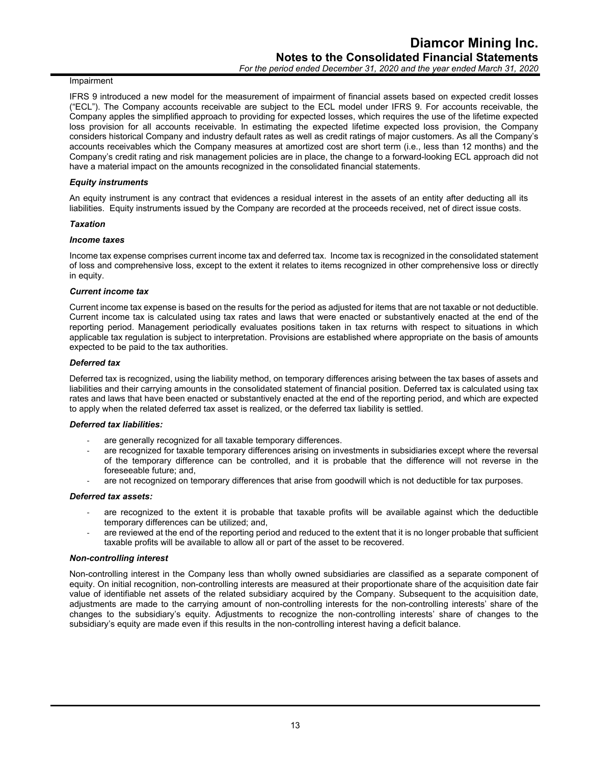Impairment

IFRS 9 introduced a new model for the measurement of impairment of financial assets based on expected credit losses ("ECL"). The Company accounts receivable are subject to the ECL model under IFRS 9. For accounts receivable, the Company apples the simplified approach to providing for expected losses, which requires the use of the lifetime expected loss provision for all accounts receivable. In estimating the expected lifetime expected loss provision, the Company considers historical Company and industry default rates as well as credit ratings of major customers. As all the Company's accounts receivables which the Company measures at amortized cost are short term (i.e., less than 12 months) and the Company's credit rating and risk management policies are in place, the change to a forward-looking ECL approach did not have a material impact on the amounts recognized in the consolidated financial statements.

***Equity instruments***

An equity instrument is any contract that evidences a residual interest in the assets of an entity after deducting all its liabilities. Equity instruments issued by the Company are recorded at the proceeds received, net of direct issue costs.

***Taxation***

***Income taxes***

Income tax expense comprises current income tax and deferred tax. Income tax is recognized in the consolidated statement of loss and comprehensive loss, except to the extent it relates to items recognized in other comprehensive loss or directly in equity.

***Current income tax***

Current income tax expense is based on the results for the period as adjusted for items that are not taxable or not deductible. Current income tax is calculated using tax rates and laws that were enacted or substantively enacted at the end of the reporting period. Management periodically evaluates positions taken in tax returns with respect to situations in which applicable tax regulation is subject to interpretation. Provisions are established where appropriate on the basis of amounts expected to be paid to the tax authorities.

***Deferred tax***

Deferred tax is recognized, using the liability method, on temporary differences arising between the tax bases of assets and liabilities and their carrying amounts in the consolidated statement of financial position. Deferred tax is calculated using tax rates and laws that have been enacted or substantively enacted at the end of the reporting period, and which are expected to apply when the related deferred tax asset is realized, or the deferred tax liability is settled.

***Deferred tax liabilities:***

- are generally recognized for all taxable temporary differences.
- are recognized for taxable temporary differences arising on investments in subsidiaries except where the reversal of the temporary difference can be controlled, and it is probable that the difference will not reverse in the foreseeable future; and,
- are not recognized on temporary differences that arise from goodwill which is not deductible for tax purposes.

***Deferred tax assets:***

- are recognized to the extent it is probable that taxable profits will be available against which the deductible temporary differences can be utilized; and,
- are reviewed at the end of the reporting period and reduced to the extent that it is no longer probable that sufficient taxable profits will be available to allow all or part of the asset to be recovered.

***Non-controlling interest***

Non-controlling interest in the Company less than wholly owned subsidiaries are classified as a separate component of equity. On initial recognition, non-controlling interests are measured at their proportionate share of the acquisition date fair value of identifiable net assets of the related subsidiary acquired by the Company. Subsequent to the acquisition date, adjustments are made to the carrying amount of non-controlling interests for the non-controlling interests' share of the changes to the subsidiary's equity. Adjustments to recognize the non-controlling interests' share of changes to the subsidiary's equity are made even if this results in the non-controlling interest having a deficit balance.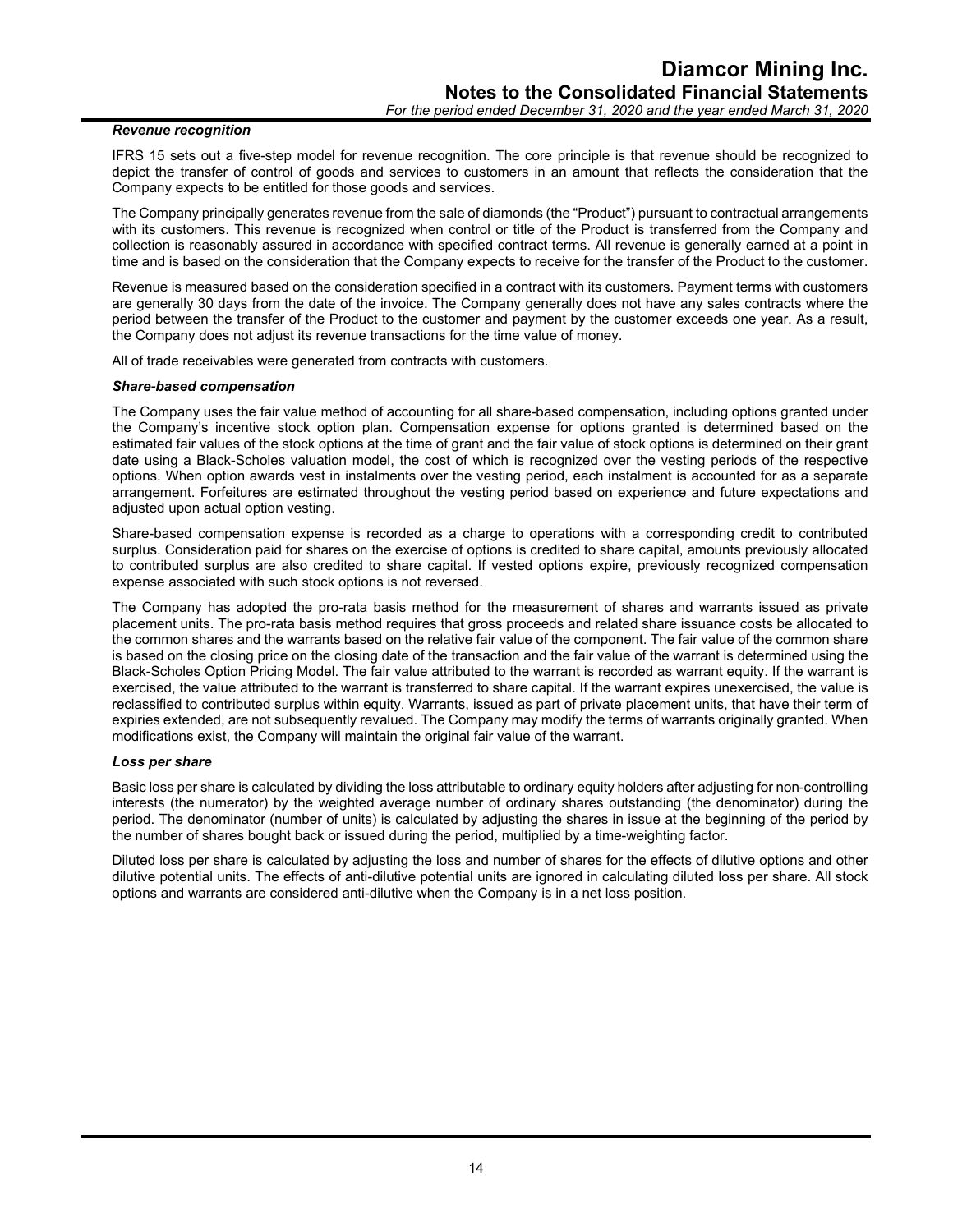***Revenue recognition***

IFRS 15 sets out a five-step model for revenue recognition. The core principle is that revenue should be recognized to depict the transfer of control of goods and services to customers in an amount that reflects the consideration that the Company expects to be entitled for those goods and services.

The Company principally generates revenue from the sale of diamonds (the "Product") pursuant to contractual arrangements with its customers. This revenue is recognized when control or title of the Product is transferred from the Company and collection is reasonably assured in accordance with specified contract terms. All revenue is generally earned at a point in time and is based on the consideration that the Company expects to receive for the transfer of the Product to the customer.

Revenue is measured based on the consideration specified in a contract with its customers. Payment terms with customers are generally 30 days from the date of the invoice. The Company generally does not have any sales contracts where the period between the transfer of the Product to the customer and payment by the customer exceeds one year. As a result, the Company does not adjust its revenue transactions for the time value of money.

All of trade receivables were generated from contracts with customers.

***Share-based compensation***

The Company uses the fair value method of accounting for all share-based compensation, including options granted under the Company's incentive stock option plan. Compensation expense for options granted is determined based on the estimated fair values of the stock options at the time of grant and the fair value of stock options is determined on their grant date using a Black-Scholes valuation model, the cost of which is recognized over the vesting periods of the respective options. When option awards vest in instalments over the vesting period, each instalment is accounted for as a separate arrangement. Forfeitures are estimated throughout the vesting period based on experience and future expectations and adjusted upon actual option vesting.

Share-based compensation expense is recorded as a charge to operations with a corresponding credit to contributed surplus. Consideration paid for shares on the exercise of options is credited to share capital, amounts previously allocated to contributed surplus are also credited to share capital. If vested options expire, previously recognized compensation expense associated with such stock options is not reversed.

The Company has adopted the pro-rata basis method for the measurement of shares and warrants issued as private placement units. The pro-rata basis method requires that gross proceeds and related share issuance costs be allocated to the common shares and the warrants based on the relative fair value of the component. The fair value of the common share is based on the closing price on the closing date of the transaction and the fair value of the warrant is determined using the Black-Scholes Option Pricing Model. The fair value attributed to the warrant is recorded as warrant equity. If the warrant is exercised, the value attributed to the warrant is transferred to share capital. If the warrant expires unexercised, the value is reclassified to contributed surplus within equity. Warrants, issued as part of private placement units, that have their term of expiries extended, are not subsequently revalued. The Company may modify the terms of warrants originally granted. When modifications exist, the Company will maintain the original fair value of the warrant.

***Loss per share***

Basic loss per share is calculated by dividing the loss attributable to ordinary equity holders after adjusting for non-controlling interests (the numerator) by the weighted average number of ordinary shares outstanding (the denominator) during the period. The denominator (number of units) is calculated by adjusting the shares in issue at the beginning of the period by the number of shares bought back or issued during the period, multiplied by a time-weighting factor.

Diluted loss per share is calculated by adjusting the loss and number of shares for the effects of dilutive options and other dilutive potential units. The effects of anti-dilutive potential units are ignored in calculating diluted loss per share. All stock options and warrants are considered anti-dilutive when the Company is in a net loss position.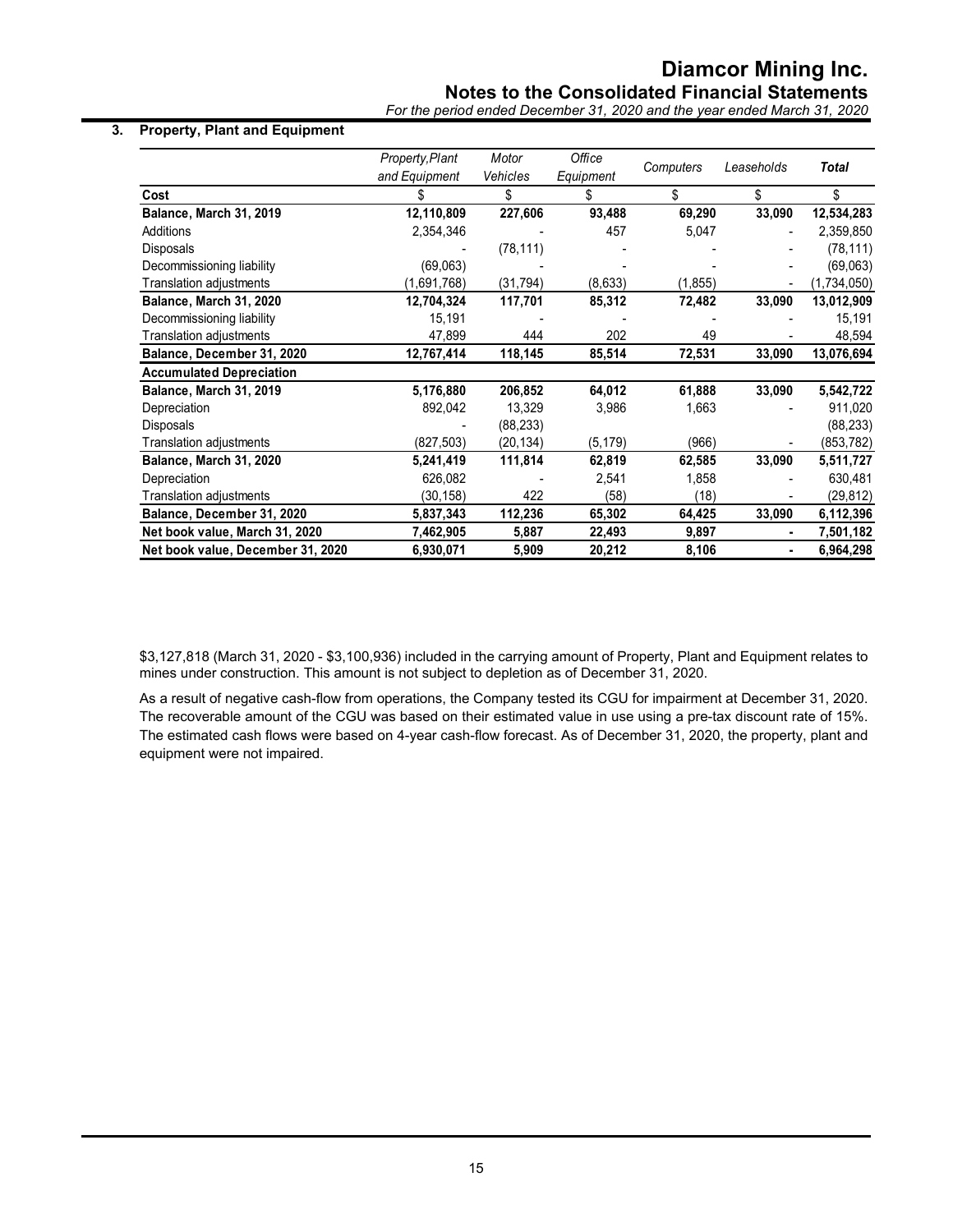## 3. Property, Plant and Equipment

| | *Property, Plant and Equipment* | *Motor Vehicles* | *Office Equipment* | *Computers* | *Leaseholds* | ***Total*** |
|---|---|---|---|---|---|---|
| **Cost** | $ | $ | $ | $ | $ | $ |
| **Balance, March 31, 2019** | **12,110,809** | **227,606** | **93,488** | **69,290** | **33,090** | **12,534,283** |
| Additions | 2,354,346 | - | 457 | 5,047 | - | 2,359,850 |
| Disposals | - | (78,111) | - | - | - | (78,111) |
| Decommissioning liability | (69,063) | - | - | - | - | (69,063) |
| Translation adjustments | (1,691,768) | (31,794) | (8,633) | (1,855) | - | (1,734,050) |
| **Balance, March 31, 2020** | **12,704,324** | **117,701** | **85,312** | **72,482** | **33,090** | **13,012,909** |
| Decommissioning liability | 15,191 | - | - | - | - | 15,191 |
| Translation adjustments | 47,899 | 444 | 202 | 49 | - | 48,594 |
| **Balance, December 31, 2020** | **12,767,414** | **118,145** | **85,514** | **72,531** | **33,090** | **13,076,694** |
| **Accumulated Depreciation** | | | | | | |
| **Balance, March 31, 2019** | **5,176,880** | **206,852** | **64,012** | **61,888** | **33,090** | **5,542,722** |
| Depreciation | 892,042 | 13,329 | 3,986 | 1,663 | - | 911,020 |
| Disposals | - | (88,233) | | | | (88,233) |
| Translation adjustments | (827,503) | (20,134) | (5,179) | (966) | - | (853,782) |
| **Balance, March 31, 2020** | **5,241,419** | **111,814** | **62,819** | **62,585** | **33,090** | **5,511,727** |
| Depreciation | 626,082 | - | 2,541 | 1,858 | - | 630,481 |
| Translation adjustments | (30,158) | 422 | (58) | (18) | - | (29,812) |
| **Balance, December 31, 2020** | **5,837,343** | **112,236** | **65,302** | **64,425** | **33,090** | **6,112,396** |
| **Net book value, March 31, 2020** | **7,462,905** | **5,887** | **22,493** | **9,897** | **-** | **7,501,182** |
| **Net book value, December 31, 2020** | **6,930,071** | **5,909** | **20,212** | **8,106** | **-** | **6,964,298** |

$3,127,818 (March 31, 2020 - $3,100,936) included in the carrying amount of Property, Plant and Equipment relates to mines under construction. This amount is not subject to depletion as of December 31, 2020.

As a result of negative cash-flow from operations, the Company tested its CGU for impairment at December 31, 2020. The recoverable amount of the CGU was based on their estimated value in use using a pre-tax discount rate of 15%. The estimated cash flows were based on 4-year cash-flow forecast. As of December 31, 2020, the property, plant and equipment were not impaired.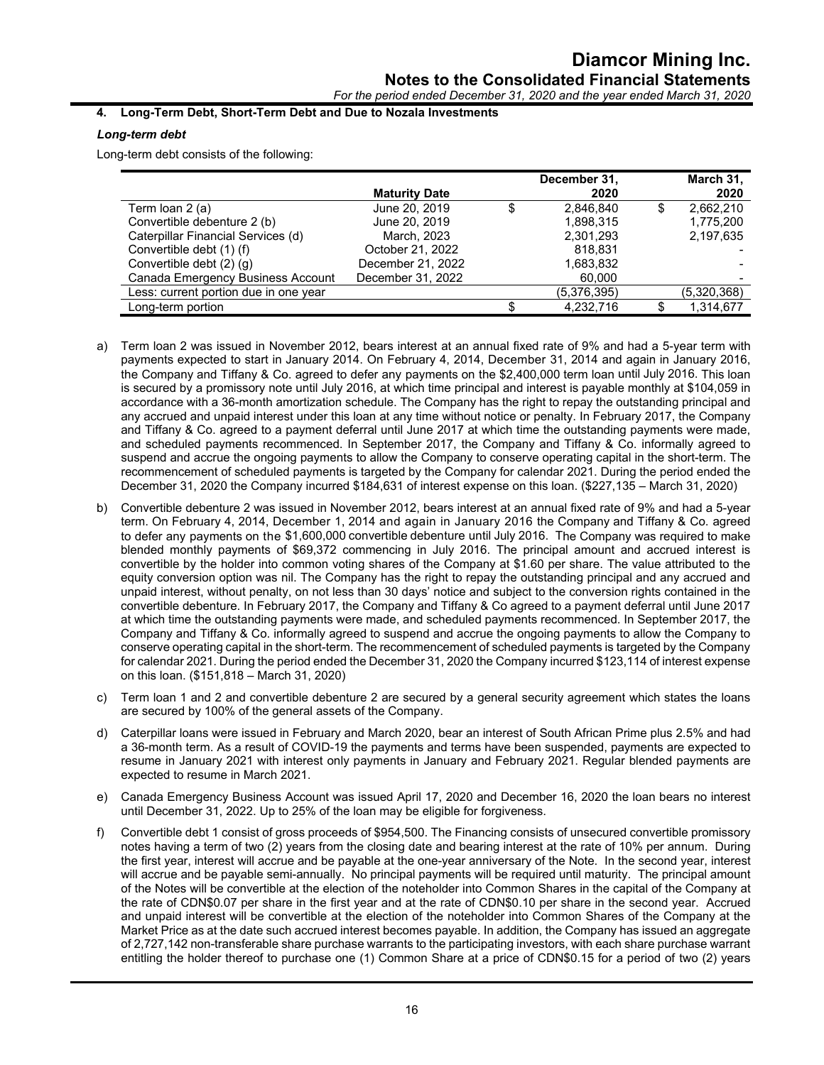## 4. Long-Term Debt, Short-Term Debt and Due to Nozala Investments

### *Long-term debt*

Long-term debt consists of the following:

| | Maturity Date | December 31, 2020 | March 31, 2020 |
|---|---|---|---|
| Term loan 2 (a) | June 20, 2019 | $ 2,846,840 | $ 2,662,210 |
| Convertible debenture 2 (b) | June 20, 2019 | 1,898,315 | 1,775,200 |
| Caterpillar Financial Services (d) | March, 2023 | 2,301,293 | 2,197,635 |
| Convertible debt (1) (f) | October 21, 2022 | 818,831 | - |
| Convertible debt (2) (g) | December 21, 2022 | 1,683,832 | - |
| Canada Emergency Business Account | December 31, 2022 | 60,000 | - |
| Less: current portion due in one year | | (5,376,395) | (5,320,368) |
| Long-term portion | | $ 4,232,716 | $ 1,314,677 |

a) Term loan 2 was issued in November 2012, bears interest at an annual fixed rate of 9% and had a 5-year term with payments expected to start in January 2014. On February 4, 2014, December 31, 2014 and again in January 2016, the Company and Tiffany & Co. agreed to defer any payments on the $2,400,000 term loan until July 2016. This loan is secured by a promissory note until July 2016, at which time principal and interest is payable monthly at $104,059 in accordance with a 36-month amortization schedule. The Company has the right to repay the outstanding principal and any accrued and unpaid interest under this loan at any time without notice or penalty. In February 2017, the Company and Tiffany & Co. agreed to a payment deferral until June 2017 at which time the outstanding payments were made, and scheduled payments recommenced. In September 2017, the Company and Tiffany & Co. informally agreed to suspend and accrue the ongoing payments to allow the Company to conserve operating capital in the short-term. The recommencement of scheduled payments is targeted by the Company for calendar 2021. During the period ended the December 31, 2020 the Company incurred $184,631 of interest expense on this loan. ($227,135 – March 31, 2020)

b) Convertible debenture 2 was issued in November 2012, bears interest at an annual fixed rate of 9% and had a 5-year term. On February 4, 2014, December 1, 2014 and again in January 2016 the Company and Tiffany & Co. agreed to defer any payments on the $1,600,000 convertible debenture until July 2016. The Company was required to make blended monthly payments of $69,372 commencing in July 2016. The principal amount and accrued interest is convertible by the holder into common voting shares of the Company at $1.60 per share. The value attributed to the equity conversion option was nil. The Company has the right to repay the outstanding principal and any accrued and unpaid interest, without penalty, on not less than 30 days' notice and subject to the conversion rights contained in the convertible debenture. In February 2017, the Company and Tiffany & Co agreed to a payment deferral until June 2017 at which time the outstanding payments were made, and scheduled payments recommenced. In September 2017, the Company and Tiffany & Co. informally agreed to suspend and accrue the ongoing payments to allow the Company to conserve operating capital in the short-term. The recommencement of scheduled payments is targeted by the Company for calendar 2021. During the period ended the December 31, 2020 the Company incurred $123,114 of interest expense on this loan. ($151,818 – March 31, 2020)

c) Term loan 1 and 2 and convertible debenture 2 are secured by a general security agreement which states the loans are secured by 100% of the general assets of the Company.

d) Caterpillar loans were issued in February and March 2020, bear an interest of South African Prime plus 2.5% and had a 36-month term. As a result of COVID-19 the payments and terms have been suspended, payments are expected to resume in January 2021 with interest only payments in January and February 2021. Regular blended payments are expected to resume in March 2021.

e) Canada Emergency Business Account was issued April 17, 2020 and December 16, 2020 the loan bears no interest until December 31, 2022. Up to 25% of the loan may be eligible for forgiveness.

f) Convertible debt 1 consist of gross proceeds of $954,500. The Financing consists of unsecured convertible promissory notes having a term of two (2) years from the closing date and bearing interest at the rate of 10% per annum. During the first year, interest will accrue and be payable at the one-year anniversary of the Note. In the second year, interest will accrue and be payable semi-annually. No principal payments will be required until maturity. The principal amount of the Notes will be convertible at the election of the noteholder into Common Shares in the capital of the Company at the rate of CDN$0.07 per share in the first year and at the rate of CDN$0.10 per share in the second year. Accrued and unpaid interest will be convertible at the election of the noteholder into Common Shares of the Company at the Market Price as at the date such accrued interest becomes payable. In addition, the Company has issued an aggregate of 2,727,142 non-transferable share purchase warrants to the participating investors, with each share purchase warrant entitling the holder thereof to purchase one (1) Common Share at a price of CDN$0.15 for a period of two (2) years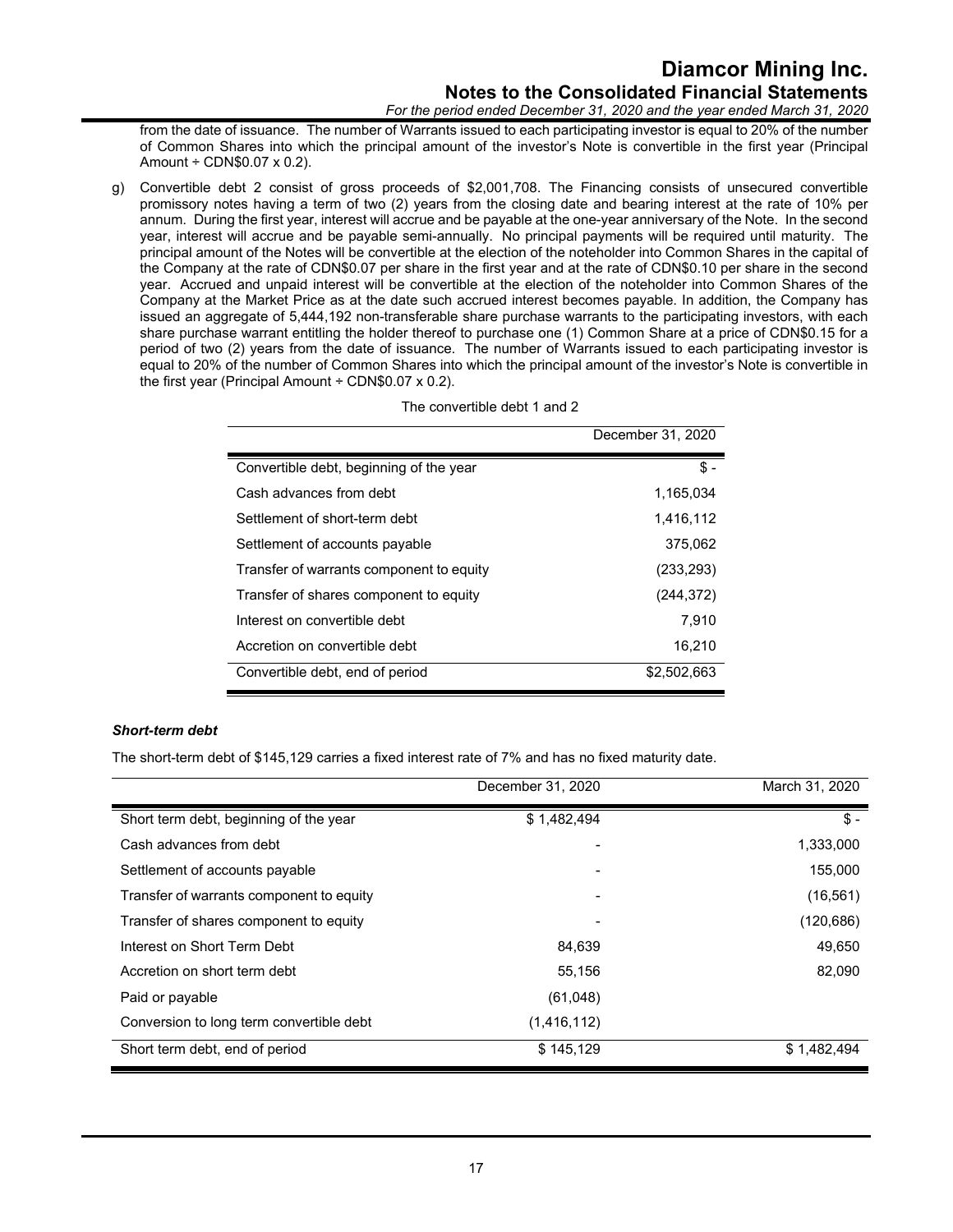from the date of issuance. The number of Warrants issued to each participating investor is equal to 20% of the number of Common Shares into which the principal amount of the investor's Note is convertible in the first year (Principal Amount ÷ CDN$0.07 x 0.2).

g) Convertible debt 2 consist of gross proceeds of $2,001,708. The Financing consists of unsecured convertible promissory notes having a term of two (2) years from the closing date and bearing interest at the rate of 10% per annum. During the first year, interest will accrue and be payable at the one-year anniversary of the Note. In the second year, interest will accrue and be payable semi-annually. No principal payments will be required until maturity. The principal amount of the Notes will be convertible at the election of the noteholder into Common Shares in the capital of the Company at the rate of CDN$0.07 per share in the first year and at the rate of CDN$0.10 per share in the second year. Accrued and unpaid interest will be convertible at the election of the noteholder into Common Shares of the Company at the Market Price as at the date such accrued interest becomes payable. In addition, the Company has issued an aggregate of 5,444,192 non-transferable share purchase warrants to the participating investors, with each share purchase warrant entitling the holder thereof to purchase one (1) Common Share at a price of CDN$0.15 for a period of two (2) years from the date of issuance. The number of Warrants issued to each participating investor is equal to 20% of the number of Common Shares into which the principal amount of the investor's Note is convertible in the first year (Principal Amount ÷ CDN$0.07 x 0.2).

The convertible debt 1 and 2

| | December 31, 2020 |
|---|---|
| Convertible debt, beginning of the year | $ - |
| Cash advances from debt | 1,165,034 |
| Settlement of short-term debt | 1,416,112 |
| Settlement of accounts payable | 375,062 |
| Transfer of warrants component to equity | (233,293) |
| Transfer of shares component to equity | (244,372) |
| Interest on convertible debt | 7,910 |
| Accretion on convertible debt | 16,210 |
| Convertible debt, end of period | $2,502,663 |

***Short-term debt***

The short-term debt of $145,129 carries a fixed interest rate of 7% and has no fixed maturity date.

| | December 31, 2020 | March 31, 2020 |
|---|---|---|
| Short term debt, beginning of the year | $ 1,482,494 | $ - |
| Cash advances from debt | - | 1,333,000 |
| Settlement of accounts payable | - | 155,000 |
| Transfer of warrants component to equity | - | (16,561) |
| Transfer of shares component to equity | - | (120,686) |
| Interest on Short Term Debt | 84,639 | 49,650 |
| Accretion on short term debt | 55,156 | 82,090 |
| Paid or payable | (61,048) | |
| Conversion to long term convertible debt | (1,416,112) | |
| Short term debt, end of period | $ 145,129 | $ 1,482,494 |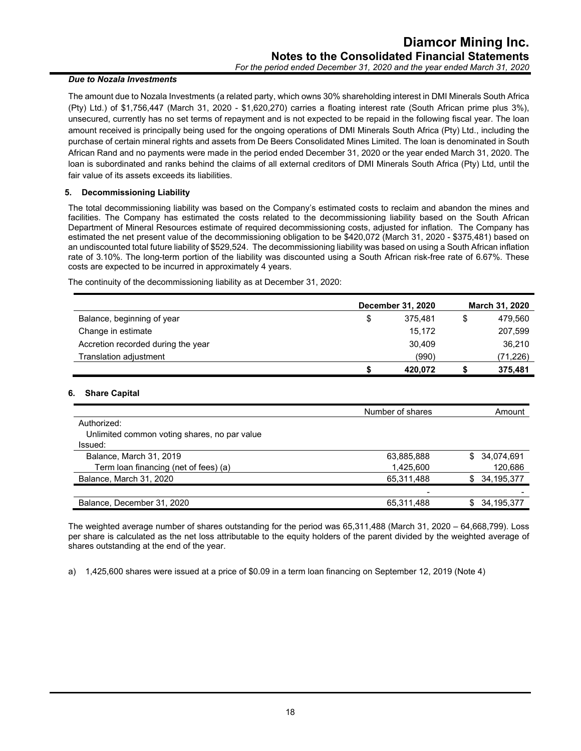***Due to Nozala Investments***

The amount due to Nozala Investments (a related party, which owns 30% shareholding interest in DMI Minerals South Africa (Pty) Ltd.) of $1,756,447 (March 31, 2020 - $1,620,270) carries a floating interest rate (South African prime plus 3%), unsecured, currently has no set terms of repayment and is not expected to be repaid in the following fiscal year. The loan amount received is principally being used for the ongoing operations of DMI Minerals South Africa (Pty) Ltd., including the purchase of certain mineral rights and assets from De Beers Consolidated Mines Limited. The loan is denominated in South African Rand and no payments were made in the period ended December 31, 2020 or the year ended March 31, 2020. The loan is subordinated and ranks behind the claims of all external creditors of DMI Minerals South Africa (Pty) Ltd, until the fair value of its assets exceeds its liabilities.

## 5. Decommissioning Liability

The total decommissioning liability was based on the Company's estimated costs to reclaim and abandon the mines and facilities. The Company has estimated the costs related to the decommissioning liability based on the South African Department of Mineral Resources estimate of required decommissioning costs, adjusted for inflation. The Company has estimated the net present value of the decommissioning obligation to be $420,072 (March 31, 2020 - $375,481) based on an undiscounted total future liability of $529,524. The decommissioning liability was based on using a South African inflation rate of 3.10%. The long-term portion of the liability was discounted using a South African risk-free rate of 6.67%. These costs are expected to be incurred in approximately 4 years.

The continuity of the decommissioning liability as at December 31, 2020:

| | December 31, 2020 | March 31, 2020 |
|---|---|---|
| Balance, beginning of year | $ 375,481 | $ 479,560 |
| Change in estimate | 15,172 | 207,599 |
| Accretion recorded during the year | 30,409 | 36,210 |
| Translation adjustment | (990) | (71,226) |
| | **$ 420,072** | **$ 375,481** |

## 6. Share Capital

| | Number of shares | Amount |
|---|---|---|
| Authorized: | | |
| Unlimited common voting shares, no par value | | |
| Issued: | | |
| Balance, March 31, 2019 | 63,885,888 | $ 34,074,691 |
| Term loan financing (net of fees) (a) | 1,425,600 | 120,686 |
| Balance, March 31, 2020 | 65,311,488 | $ 34,195,377 |
| | - | - |
| Balance, December 31, 2020 | 65,311,488 | $ 34,195,377 |

The weighted average number of shares outstanding for the period was 65,311,488 (March 31, 2020 – 64,668,799). Loss per share is calculated as the net loss attributable to the equity holders of the parent divided by the weighted average of shares outstanding at the end of the year.

a) 1,425,600 shares were issued at a price of $0.09 in a term loan financing on September 12, 2019 (Note 4)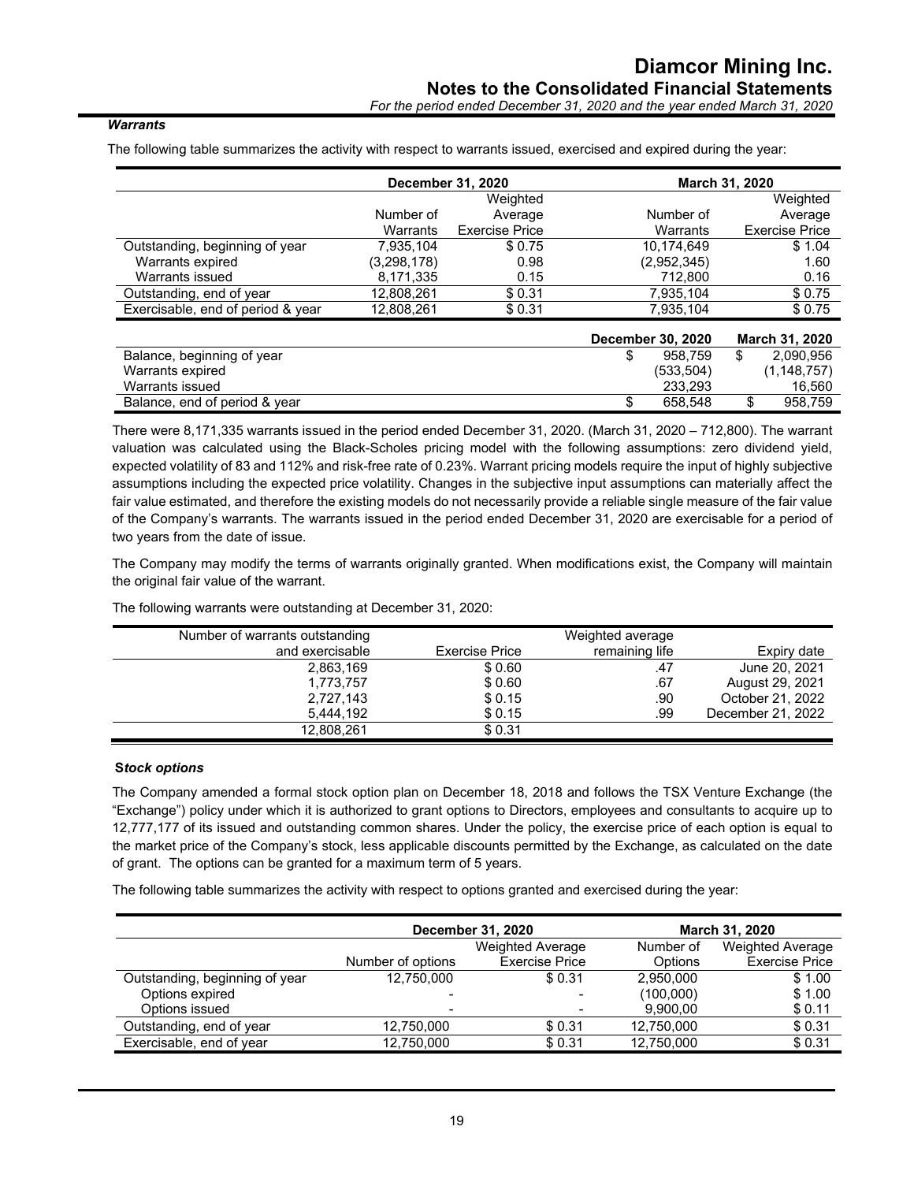### *Warrants*

The following table summarizes the activity with respect to warrants issued, exercised and expired during the year:

| | December 31, 2020 | | March 31, 2020 | |
|---|---|---|---|---|
| | Number of Warrants | Weighted Average Exercise Price | Number of Warrants | Weighted Average Exercise Price |
| Outstanding, beginning of year | 7,935,104 | $ 0.75 | 10,174,649 | $ 1.04 |
| Warrants expired | (3,298,178) | 0.98 | (2,952,345) | 1.60 |
| Warrants issued | 8,171,335 | 0.15 | 712,800 | 0.16 |
| Outstanding, end of year | 12,808,261 | $ 0.31 | 7,935,104 | $ 0.75 |
| Exercisable, end of period & year | 12,808,261 | $ 0.31 | 7,935,104 | $ 0.75 |

| | December 30, 2020 | March 31, 2020 |
|---|---|---|
| Balance, beginning of year | $ 958,759 | $ 2,090,956 |
| Warrants expired | (533,504) | (1,148,757) |
| Warrants issued | 233,293 | 16,560 |
| Balance, end of period & year | $ 658,548 | $ 958,759 |

There were 8,171,335 warrants issued in the period ended December 31, 2020. (March 31, 2020 – 712,800). The warrant valuation was calculated using the Black-Scholes pricing model with the following assumptions: zero dividend yield, expected volatility of 83 and 112% and risk-free rate of 0.23%. Warrant pricing models require the input of highly subjective assumptions including the expected price volatility. Changes in the subjective input assumptions can materially affect the fair value estimated, and therefore the existing models do not necessarily provide a reliable single measure of the fair value of the Company's warrants. The warrants issued in the period ended December 31, 2020 are exercisable for a period of two years from the date of issue.

The Company may modify the terms of warrants originally granted. When modifications exist, the Company will maintain the original fair value of the warrant.

The following warrants were outstanding at December 31, 2020:

| Number of warrants outstanding and exercisable | Exercise Price | Weighted average remaining life | Expiry date |
|---|---|---|---|
| 2,863,169 | $ 0.60 | .47 | June 20, 2021 |
| 1,773,757 | $ 0.60 | .67 | August 29, 2021 |
| 2,727,143 | $ 0.15 | .90 | October 21, 2022 |
| 5,444,192 | $ 0.15 | .99 | December 21, 2022 |
| 12,808,261 | $ 0.31 | | |

### S*tock options*

The Company amended a formal stock option plan on December 18, 2018 and follows the TSX Venture Exchange (the "Exchange") policy under which it is authorized to grant options to Directors, employees and consultants to acquire up to 12,777,177 of its issued and outstanding common shares. Under the policy, the exercise price of each option is equal to the market price of the Company's stock, less applicable discounts permitted by the Exchange, as calculated on the date of grant. The options can be granted for a maximum term of 5 years.

The following table summarizes the activity with respect to options granted and exercised during the year:

| | December 31, 2020 | | March 31, 2020 | |
|---|---|---|---|---|
| | Number of options | Weighted Average Exercise Price | Number of Options | Weighted Average Exercise Price |
| Outstanding, beginning of year | 12,750,000 | $ 0.31 | 2,950,000 | $ 1.00 |
| Options expired | - | - | (100,000) | $ 1.00 |
| Options issued | - | - | 9,900,00 | $ 0.11 |
| Outstanding, end of year | 12,750,000 | $ 0.31 | 12,750,000 | $ 0.31 |
| Exercisable, end of year | 12,750,000 | $ 0.31 | 12,750,000 | $ 0.31 |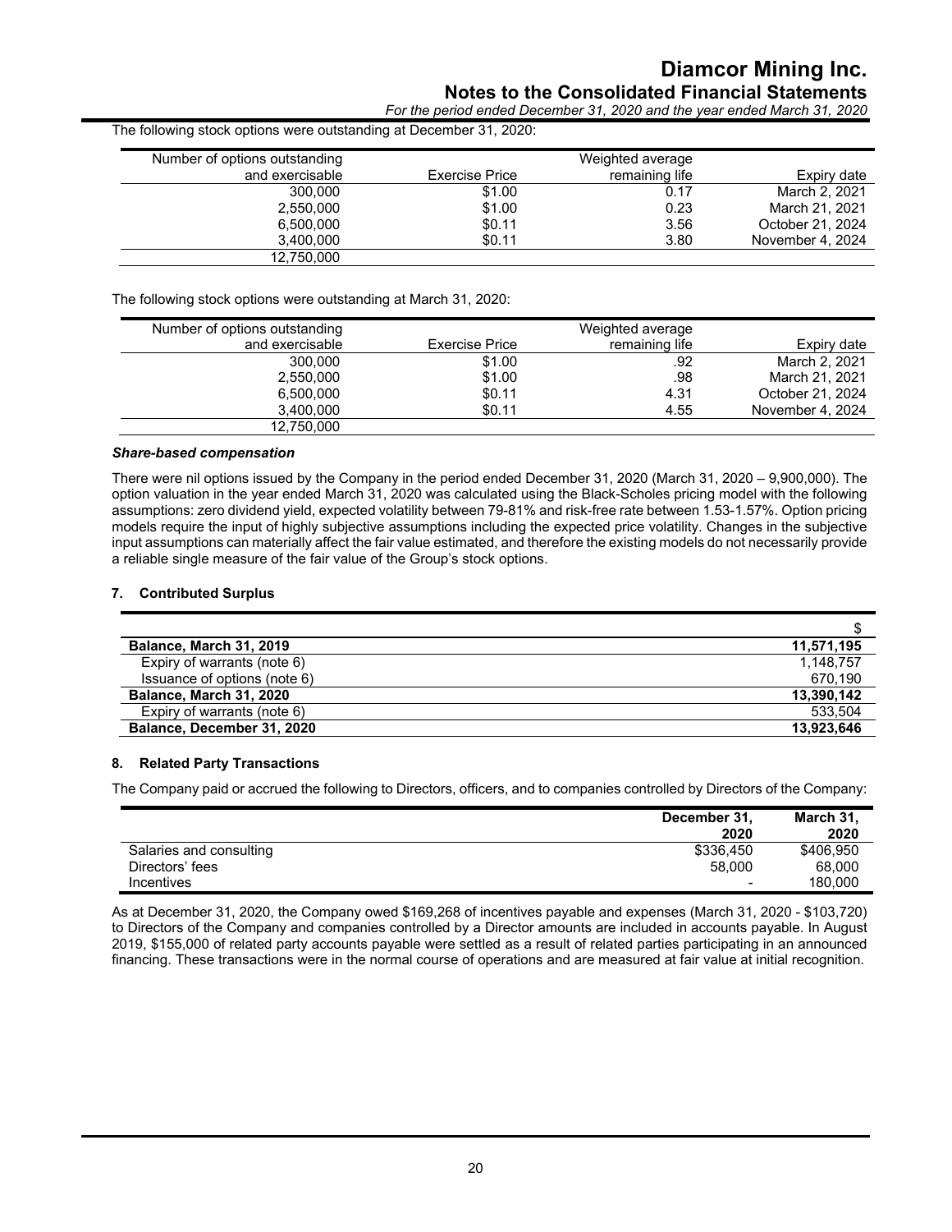The following stock options were outstanding at December 31, 2020:

| Number of options outstanding and exercisable | Exercise Price | Weighted average remaining life | Expiry date |
|---|---|---|---|
| 300,000 | $1.00 | 0.17 | March 2, 2021 |
| 2,550,000 | $1.00 | 0.23 | March 21, 2021 |
| 6,500,000 | $0.11 | 3.56 | October 21, 2024 |
| 3,400,000 | $0.11 | 3.80 | November 4, 2024 |
| 12,750,000 | | | |

The following stock options were outstanding at March 31, 2020:

| Number of options outstanding and exercisable | Exercise Price | Weighted average remaining life | Expiry date |
|---|---|---|---|
| 300,000 | $1.00 | .92 | March 2, 2021 |
| 2,550,000 | $1.00 | .98 | March 21, 2021 |
| 6,500,000 | $0.11 | 4.31 | October 21, 2024 |
| 3,400,000 | $0.11 | 4.55 | November 4, 2024 |
| 12,750,000 | | | |

***Share-based compensation***

There were nil options issued by the Company in the period ended December 31, 2020 (March 31, 2020 – 9,900,000). The option valuation in the year ended March 31, 2020 was calculated using the Black-Scholes pricing model with the following assumptions: zero dividend yield, expected volatility between 79-81% and risk-free rate between 1.53-1.57%. Option pricing models require the input of highly subjective assumptions including the expected price volatility. Changes in the subjective input assumptions can materially affect the fair value estimated, and therefore the existing models do not necessarily provide a reliable single measure of the fair value of the Group's stock options.

## 7. Contributed Surplus

| | $ |
|---|---|
| **Balance, March 31, 2019** | **11,571,195** |
| Expiry of warrants (note 6) | 1,148,757 |
| Issuance of options (note 6) | 670,190 |
| **Balance, March 31, 2020** | **13,390,142** |
| Expiry of warrants (note 6) | 533,504 |
| **Balance, December 31, 2020** | **13,923,646** |

## 8. Related Party Transactions

The Company paid or accrued the following to Directors, officers, and to companies controlled by Directors of the Company:

| | **December 31, 2020** | **March 31, 2020** |
|---|---|---|
| Salaries and consulting | $336,450 | $406,950 |
| Directors' fees | 58,000 | 68,000 |
| Incentives | - | 180,000 |

As at December 31, 2020, the Company owed $169,268 of incentives payable and expenses (March 31, 2020 - $103,720) to Directors of the Company and companies controlled by a Director amounts are included in accounts payable. In August 2019, $155,000 of related party accounts payable were settled as a result of related parties participating in an announced financing. These transactions were in the normal course of operations and are measured at fair value at initial recognition.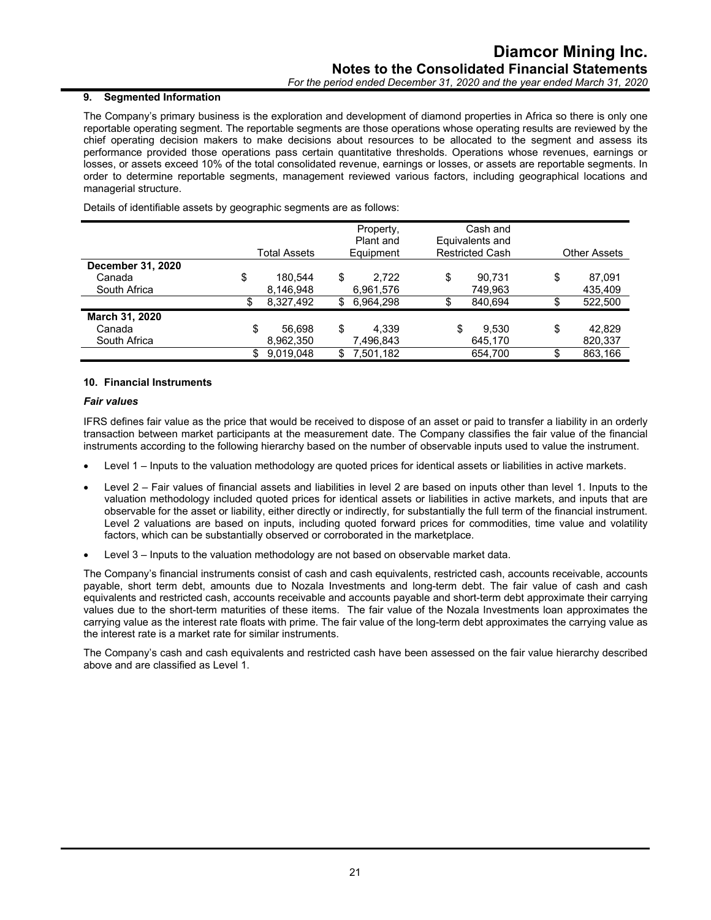## 9. Segmented Information

The Company's primary business is the exploration and development of diamond properties in Africa so there is only one reportable operating segment. The reportable segments are those operations whose operating results are reviewed by the chief operating decision makers to make decisions about resources to be allocated to the segment and assess its performance provided those operations pass certain quantitative thresholds. Operations whose revenues, earnings or losses, or assets exceed 10% of the total consolidated revenue, earnings or losses, or assets are reportable segments. In order to determine reportable segments, management reviewed various factors, including geographical locations and managerial structure.

Details of identifiable assets by geographic segments are as follows:

| | Total Assets | Property, Plant and Equipment | Cash and Equivalents and Restricted Cash | Other Assets |
|---|---|---|---|---|
| **December 31, 2020** | | | | |
| Canada | $ 180,544 | $ 2,722 | $ 90,731 | $ 87,091 |
| South Africa | 8,146,948 | 6,961,576 | 749,963 | 435,409 |
| | $ 8,327,492 | $ 6,964,298 | $ 840,694 | $ 522,500 |
| **March 31, 2020** | | | | |
| Canada | $ 56,698 | $ 4,339 | $ 9,530 | $ 42,829 |
| South Africa | 8,962,350 | 7,496,843 | 645,170 | 820,337 |
| | $ 9,019,048 | $ 7,501,182 | 654,700 | $ 863,166 |

## 10. Financial Instruments

### *Fair values*

IFRS defines fair value as the price that would be received to dispose of an asset or paid to transfer a liability in an orderly transaction between market participants at the measurement date. The Company classifies the fair value of the financial instruments according to the following hierarchy based on the number of observable inputs used to value the instrument.

- Level 1 – Inputs to the valuation methodology are quoted prices for identical assets or liabilities in active markets.
- Level 2 – Fair values of financial assets and liabilities in level 2 are based on inputs other than level 1. Inputs to the valuation methodology included quoted prices for identical assets or liabilities in active markets, and inputs that are observable for the asset or liability, either directly or indirectly, for substantially the full term of the financial instrument. Level 2 valuations are based on inputs, including quoted forward prices for commodities, time value and volatility factors, which can be substantially observed or corroborated in the marketplace.
- Level 3 – Inputs to the valuation methodology are not based on observable market data.

The Company's financial instruments consist of cash and cash equivalents, restricted cash, accounts receivable, accounts payable, short term debt, amounts due to Nozala Investments and long-term debt. The fair value of cash and cash equivalents and restricted cash, accounts receivable and accounts payable and short-term debt approximate their carrying values due to the short-term maturities of these items. The fair value of the Nozala Investments loan approximates the carrying value as the interest rate floats with prime. The fair value of the long-term debt approximates the carrying value as the interest rate is a market rate for similar instruments.

The Company's cash and cash equivalents and restricted cash have been assessed on the fair value hierarchy described above and are classified as Level 1.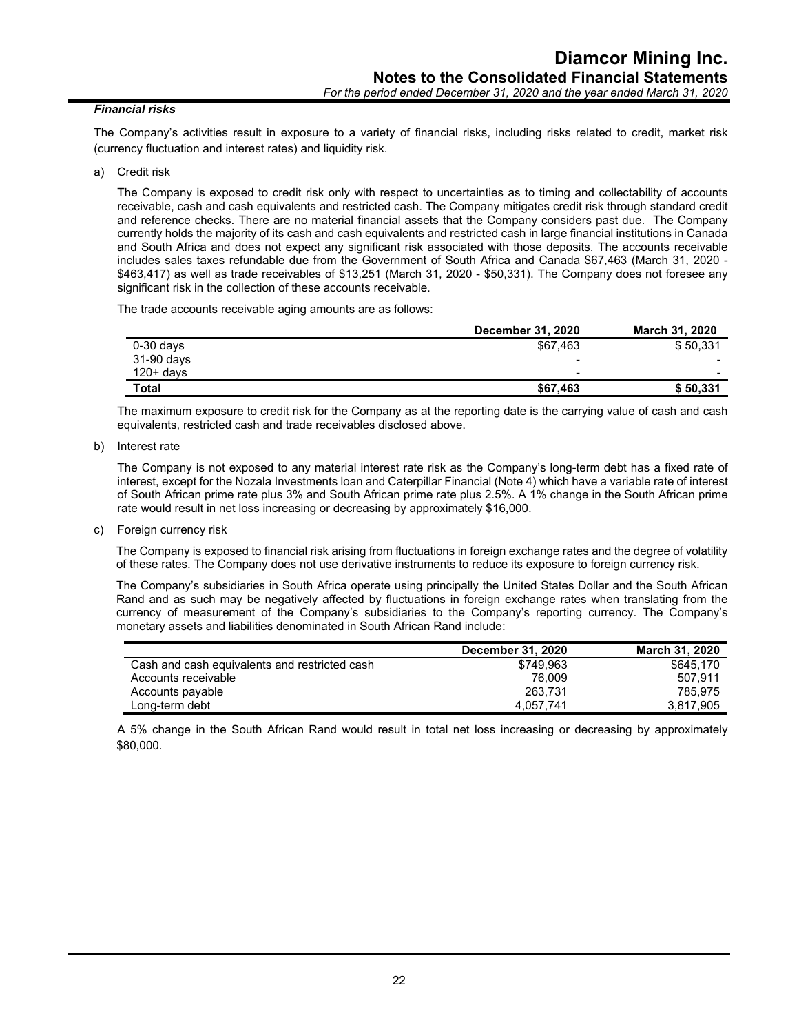### *Financial risks*

The Company's activities result in exposure to a variety of financial risks, including risks related to credit, market risk (currency fluctuation and interest rates) and liquidity risk.

a) Credit risk

The Company is exposed to credit risk only with respect to uncertainties as to timing and collectability of accounts receivable, cash and cash equivalents and restricted cash. The Company mitigates credit risk through standard credit and reference checks. There are no material financial assets that the Company considers past due. The Company currently holds the majority of its cash and cash equivalents and restricted cash in large financial institutions in Canada and South Africa and does not expect any significant risk associated with those deposits. The accounts receivable includes sales taxes refundable due from the Government of South Africa and Canada $67,463 (March 31, 2020 - $463,417) as well as trade receivables of $13,251 (March 31, 2020 - $50,331). The Company does not foresee any significant risk in the collection of these accounts receivable.

The trade accounts receivable aging amounts are as follows:

| | **December 31, 2020** | **March 31, 2020** |
|---|---|---|
| 0-30 days | $67,463 | $ 50,331 |
| 31-90 days | - | - |
| 120+ days | - | - |
| **Total** | **$67,463** | **$ 50,331** |

The maximum exposure to credit risk for the Company as at the reporting date is the carrying value of cash and cash equivalents, restricted cash and trade receivables disclosed above.

b) Interest rate

The Company is not exposed to any material interest rate risk as the Company's long-term debt has a fixed rate of interest, except for the Nozala Investments loan and Caterpillar Financial (Note 4) which have a variable rate of interest of South African prime rate plus 3% and South African prime rate plus 2.5%. A 1% change in the South African prime rate would result in net loss increasing or decreasing by approximately $16,000.

c) Foreign currency risk

The Company is exposed to financial risk arising from fluctuations in foreign exchange rates and the degree of volatility of these rates. The Company does not use derivative instruments to reduce its exposure to foreign currency risk.

The Company's subsidiaries in South Africa operate using principally the United States Dollar and the South African Rand and as such may be negatively affected by fluctuations in foreign exchange rates when translating from the currency of measurement of the Company's subsidiaries to the Company's reporting currency. The Company's monetary assets and liabilities denominated in South African Rand include:

| | **December 31, 2020** | **March 31, 2020** |
|---|---|---|
| Cash and cash equivalents and restricted cash | $749,963 | $645,170 |
| Accounts receivable | 76,009 | 507,911 |
| Accounts payable | 263,731 | 785,975 |
| Long-term debt | 4,057,741 | 3,817,905 |

A 5% change in the South African Rand would result in total net loss increasing or decreasing by approximately $80,000.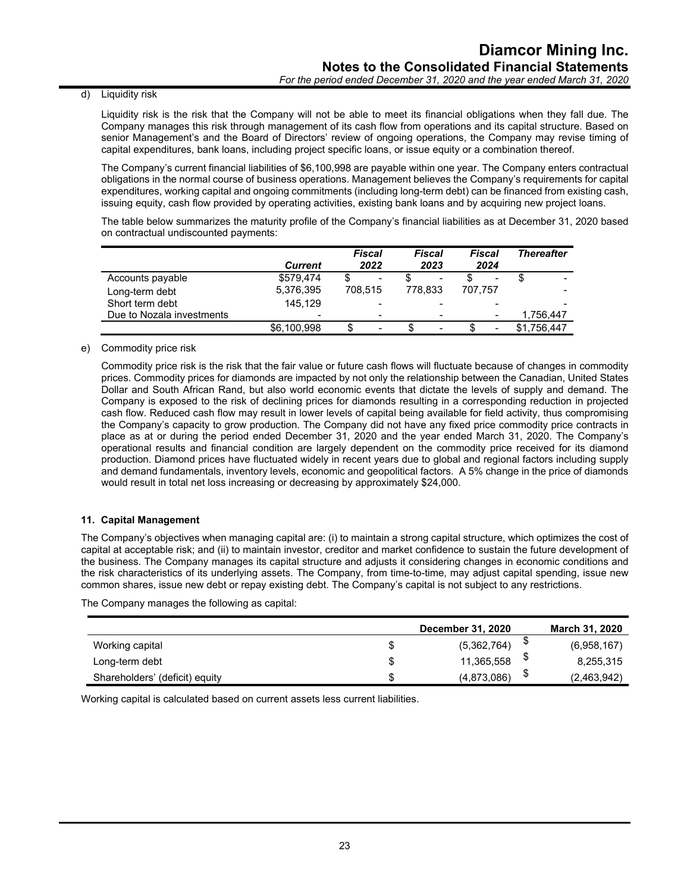d) Liquidity risk

Liquidity risk is the risk that the Company will not be able to meet its financial obligations when they fall due. The Company manages this risk through management of its cash flow from operations and its capital structure. Based on senior Management's and the Board of Directors' review of ongoing operations, the Company may revise timing of capital expenditures, bank loans, including project specific loans, or issue equity or a combination thereof.

The Company's current financial liabilities of $6,100,998 are payable within one year. The Company enters contractual obligations in the normal course of business operations. Management believes the Company's requirements for capital expenditures, working capital and ongoing commitments (including long-term debt) can be financed from existing cash, issuing equity, cash flow provided by operating activities, existing bank loans and by acquiring new project loans.

The table below summarizes the maturity profile of the Company's financial liabilities as at December 31, 2020 based on contractual undiscounted payments:

| | *Current* | *Fiscal 2022* | *Fiscal 2023* | *Fiscal 2024* | *Thereafter* |
|---|---|---|---|---|---|
| Accounts payable | $579,474 | $ - | $ - | $ - | $ - |
| Long-term debt | 5,376,395 | 708,515 | 778,833 | 707,757 | - |
| Short term debt | 145,129 | - | - | - | - |
| Due to Nozala investments | - | - | - | - | 1,756,447 |
| | $6,100,998 | $ - | $ - | $ - | $1,756,447 |

e) Commodity price risk

Commodity price risk is the risk that the fair value or future cash flows will fluctuate because of changes in commodity prices. Commodity prices for diamonds are impacted by not only the relationship between the Canadian, United States Dollar and South African Rand, but also world economic events that dictate the levels of supply and demand. The Company is exposed to the risk of declining prices for diamonds resulting in a corresponding reduction in projected cash flow. Reduced cash flow may result in lower levels of capital being available for field activity, thus compromising the Company's capacity to grow production. The Company did not have any fixed price commodity price contracts in place as at or during the period ended December 31, 2020 and the year ended March 31, 2020. The Company's operational results and financial condition are largely dependent on the commodity price received for its diamond production. Diamond prices have fluctuated widely in recent years due to global and regional factors including supply and demand fundamentals, inventory levels, economic and geopolitical factors. A 5% change in the price of diamonds would result in total net loss increasing or decreasing by approximately $24,000.

## 11. Capital Management

The Company's objectives when managing capital are: (i) to maintain a strong capital structure, which optimizes the cost of capital at acceptable risk; and (ii) to maintain investor, creditor and market confidence to sustain the future development of the business. The Company manages its capital structure and adjusts it considering changes in economic conditions and the risk characteristics of its underlying assets. The Company, from time-to-time, may adjust capital spending, issue new common shares, issue new debt or repay existing debt. The Company's capital is not subject to any restrictions.

The Company manages the following as capital:

| | December 31, 2020 | March 31, 2020 |
|---|---|---|
| Working capital | $ (5,362,764) | $ (6,958,167) |
| Long-term debt | $ 11,365,558 | $ 8,255,315 |
| Shareholders' (deficit) equity | $ (4,873,086) | $ (2,463,942) |

Working capital is calculated based on current assets less current liabilities.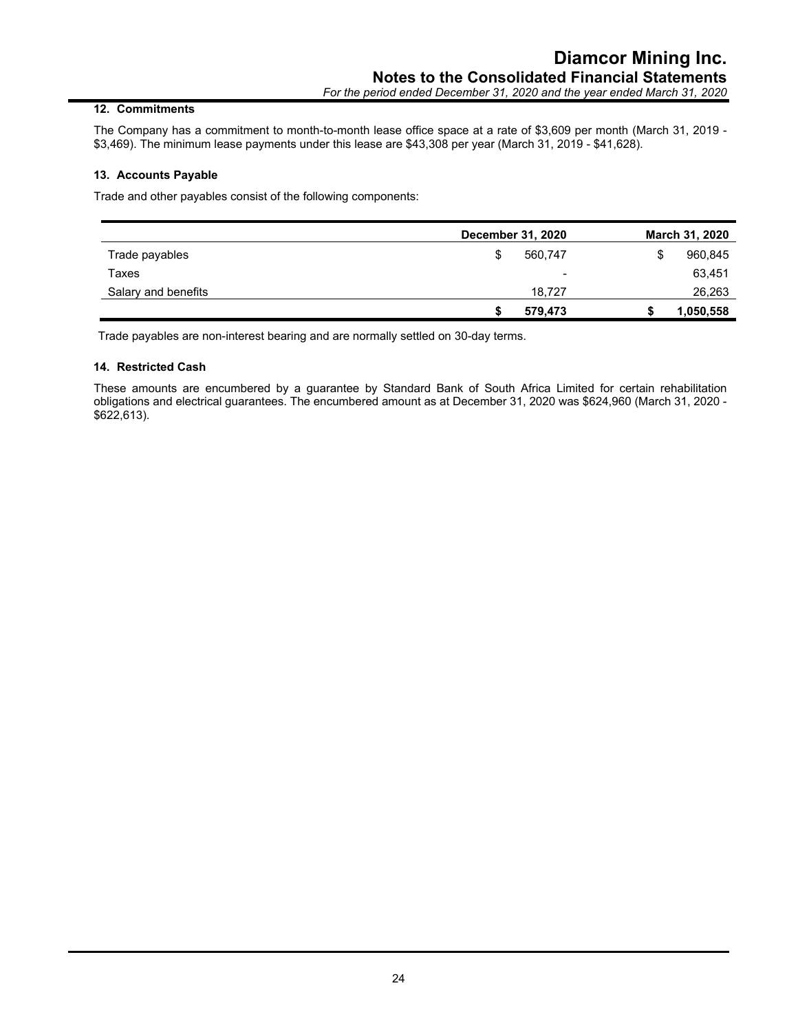### 12. Commitments

The Company has a commitment to month-to-month lease office space at a rate of $3,609 per month (March 31, 2019 - $3,469). The minimum lease payments under this lease are $43,308 per year (March 31, 2019 - $41,628).

### 13. Accounts Payable

Trade and other payables consist of the following components:

| | December 31, 2020 | March 31, 2020 |
|---|---|---|
| Trade payables | $ 560,747 | $ 960,845 |
| Taxes | - | 63,451 |
| Salary and benefits | 18,727 | 26,263 |
| | **$ 579,473** | **$ 1,050,558** |

Trade payables are non-interest bearing and are normally settled on 30-day terms.

### 14. Restricted Cash

These amounts are encumbered by a guarantee by Standard Bank of South Africa Limited for certain rehabilitation obligations and electrical guarantees. The encumbered amount as at December 31, 2020 was $624,960 (March 31, 2020 - $622,613).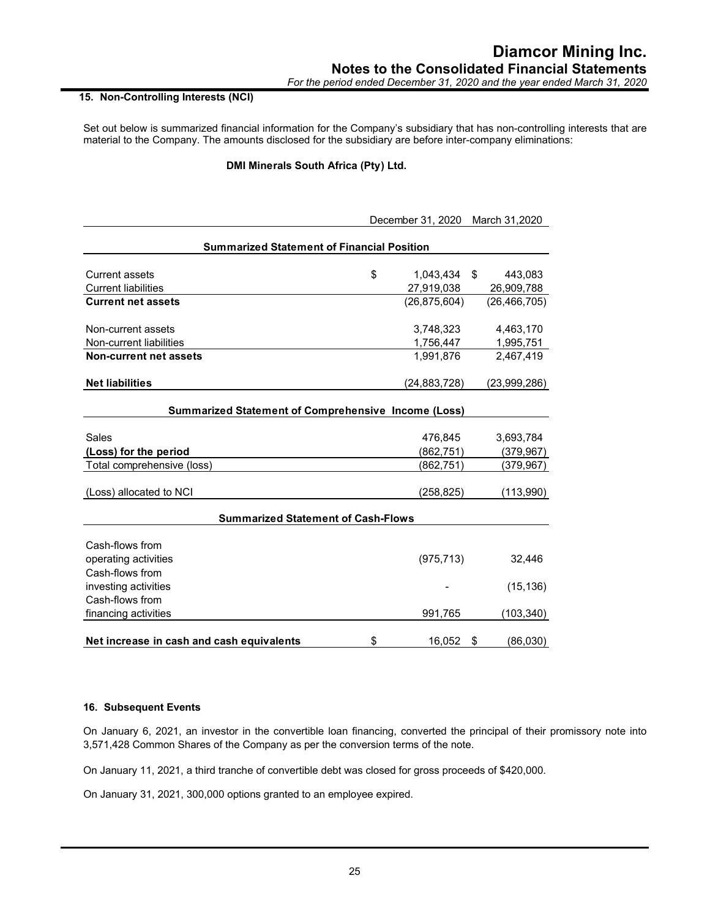## 15. Non-Controlling Interests (NCI)

Set out below is summarized financial information for the Company's subsidiary that has non-controlling interests that are material to the Company. The amounts disclosed for the subsidiary are before inter-company eliminations:

**DMI Minerals South Africa (Pty) Ltd.**

| | December 31, 2020 | March 31,2020 |
|---|---|---|
| **Summarized Statement of Financial Position** | | |
| Current assets | $ 1,043,434 | $ 443,083 |
| Current liabilities | 27,919,038 | 26,909,788 |
| **Current net assets** | (26,875,604) | (26,466,705) |
| Non-current assets | 3,748,323 | 4,463,170 |
| Non-current liabilities | 1,756,447 | 1,995,751 |
| **Non-current net assets** | 1,991,876 | 2,467,419 |
| **Net liabilities** | (24,883,728) | (23,999,286) |
| **Summarized Statement of Comprehensive Income (Loss)** | | |
| Sales | 476,845 | 3,693,784 |
| **(Loss) for the period** | (862,751) | (379,967) |
| Total comprehensive (loss) | (862,751) | (379,967) |
| (Loss) allocated to NCI | (258,825) | (113,990) |
| **Summarized Statement of Cash-Flows** | | |
| Cash-flows from operating activities | (975,713) | 32,446 |
| Cash-flows from investing activities | - | (15,136) |
| Cash-flows from financing activities | 991,765 | (103,340) |
| **Net increase in cash and cash equivalents** | $ 16,052 | $ (86,030) |

## 16. Subsequent Events

On January 6, 2021, an investor in the convertible loan financing, converted the principal of their promissory note into 3,571,428 Common Shares of the Company as per the conversion terms of the note.

On January 11, 2021, a third tranche of convertible debt was closed for gross proceeds of $420,000.

On January 31, 2021, 300,000 options granted to an employee expired.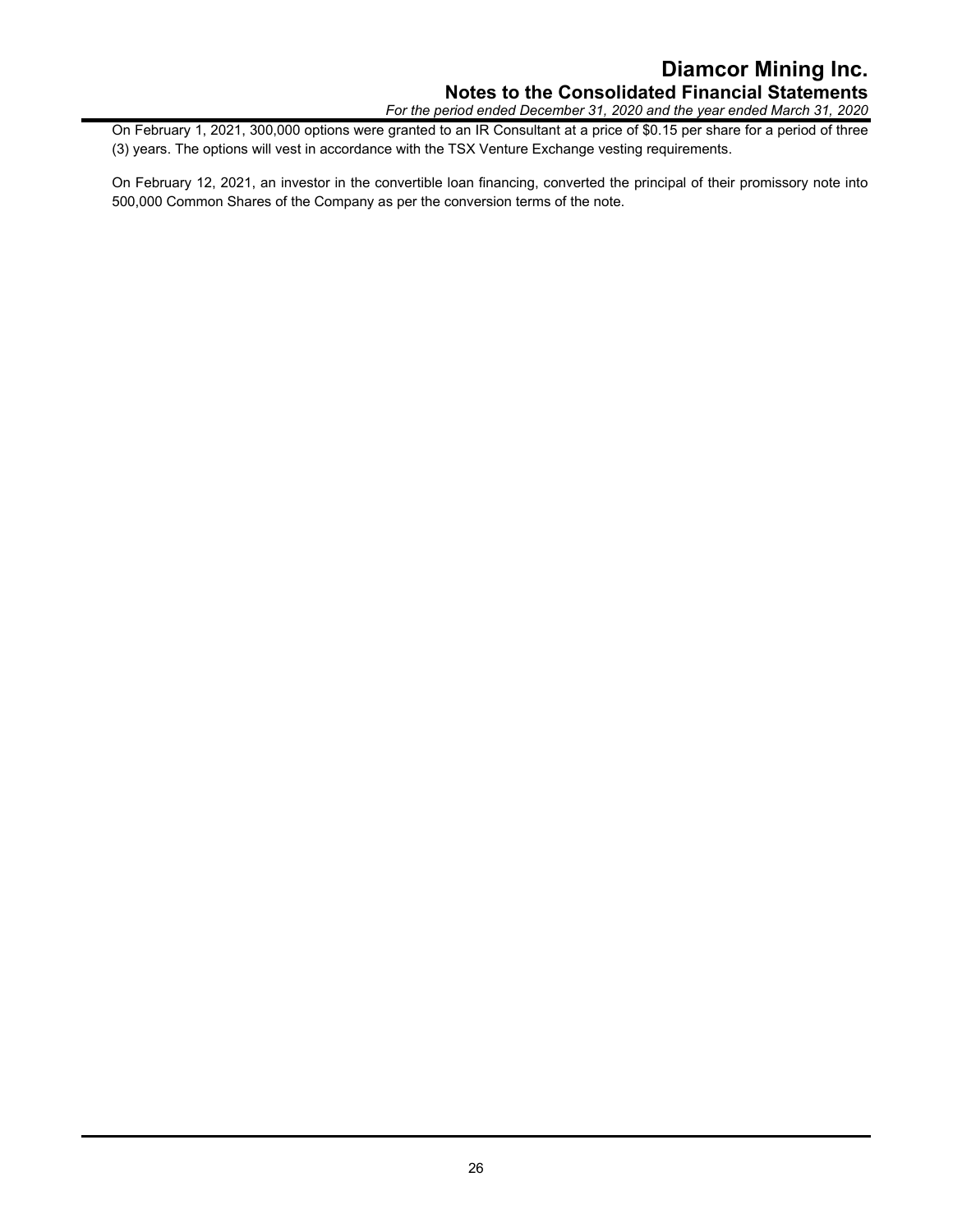On February 1, 2021, 300,000 options were granted to an IR Consultant at a price of $0.15 per share for a period of three (3) years. The options will vest in accordance with the TSX Venture Exchange vesting requirements.

On February 12, 2021, an investor in the convertible loan financing, converted the principal of their promissory note into 500,000 Common Shares of the Company as per the conversion terms of the note.